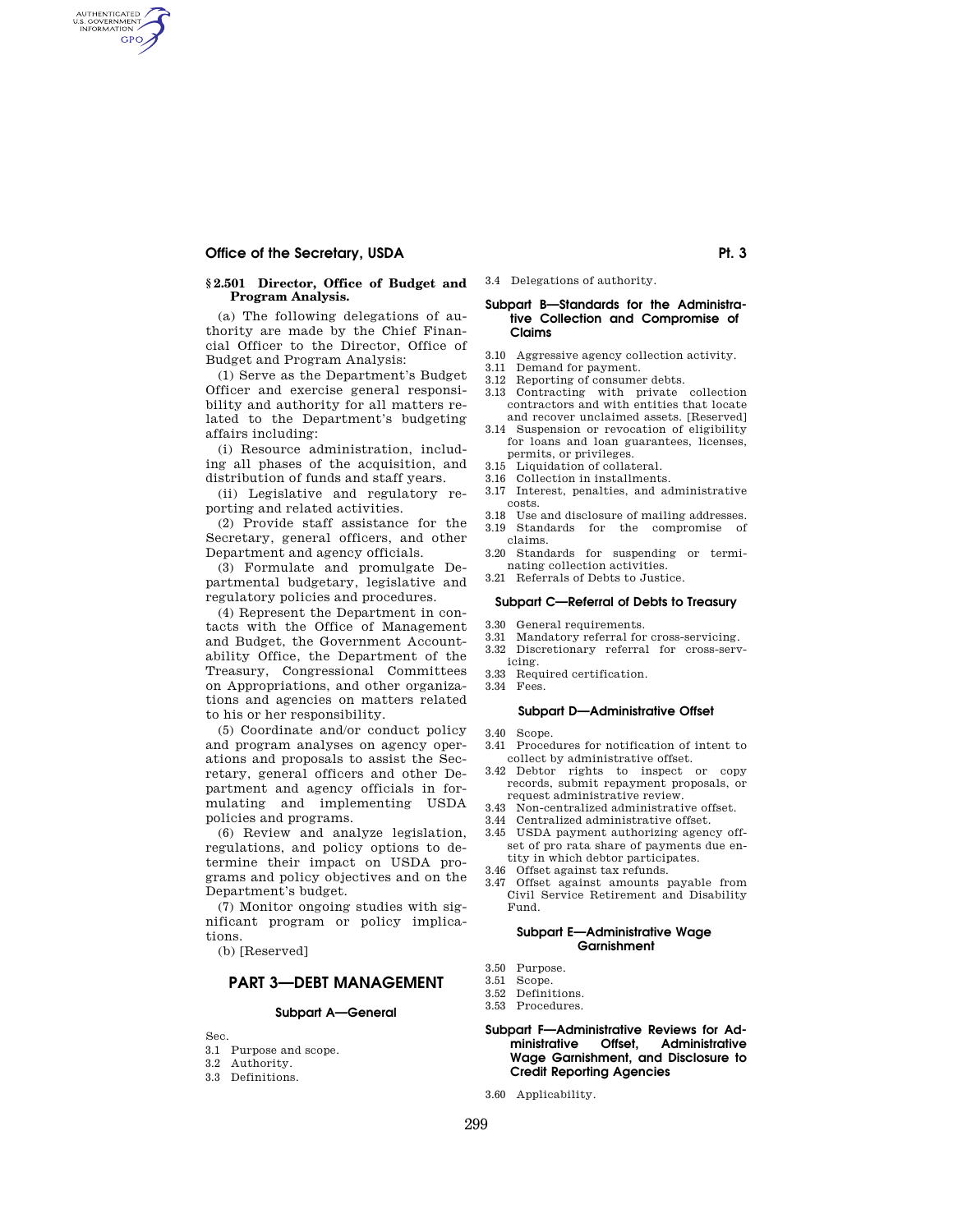### § 2.501 Director, Office of Budget and Program Analysis.

(a) The following delegations of authority are made by the Chief Financial Officer to the Director, Office of Budget and Program Analysis:

(1) Serve as the Department's Budget Officer and exercise general responsibility and authority for all matters related to the Department's budgeting affairs including:

(i) Resource administration, including all phases of the acquisition, and distribution of funds and staff years.

(ii) Legislative and regulatory reporting and related activities.

(2) Provide staff assistance for the Secretary, general officers, and other Department and agency officials.

(3) Formulate and promulgate Departmental budgetary, legislative and regulatory policies and procedures.

(4) Represent the Department in contacts with the Office of Management and Budget, the Government Accountability Office, the Department of the Treasury, Congressional Committees on Appropriations, and other organizations and agencies on matters related to his or her responsibility.

(5) Coordinate and/or conduct policy and program analyses on agency operations and proposals to assist the Secretary, general officers and other Department and agency officials in formulating and implementing USDA policies and programs.

(6) Review and analyze legislation, regulations, and policy options to determine their impact on USDA programs and policy objectives and on the Department's budget.

(7) Monitor ongoing studies with significant program or policy implications.

(b) [Reserved]

## PART 3—DEBT MANAGEMENT

### Subpart A—General

Sec.
3.1 Purpose and scope.
3.2 Authority.
3.3 Definitions.
3.4 Delegations of authority.

### Subpart B—Standards for the Administrative Collection and Compromise of Claims

3.10 Aggressive agency collection activity.
3.11 Demand for payment.
3.12 Reporting of consumer debts.
3.13 Contracting with private collection contractors and with entities that locate and recover unclaimed assets. [Reserved]
3.14 Suspension or revocation of eligibility for loans and loan guarantees, licenses, permits, or privileges.
3.15 Liquidation of collateral.
3.16 Collection in installments.
3.17 Interest, penalties, and administrative costs.
3.18 Use and disclosure of mailing addresses.
3.19 Standards for the compromise of claims.
3.20 Standards for suspending or terminating collection activities.
3.21 Referrals of Debts to Justice.

### Subpart C—Referral of Debts to Treasury

3.30 General requirements.
3.31 Mandatory referral for cross-servicing.
3.32 Discretionary referral for cross-servicing.
3.33 Required certification.
3.34 Fees.

### Subpart D—Administrative Offset

3.40 Scope.
3.41 Procedures for notification of intent to collect by administrative offset.
3.42 Debtor rights to inspect or copy records, submit repayment proposals, or request administrative review.
3.43 Non-centralized administrative offset.
3.44 Centralized administrative offset.
3.45 USDA payment authorizing agency offset of pro rata share of payments due entity in which debtor participates.
3.46 Offset against tax refunds.
3.47 Offset against amounts payable from Civil Service Retirement and Disability Fund.

### Subpart E—Administrative Wage Garnishment

3.50 Purpose.
3.51 Scope.
3.52 Definitions.
3.53 Procedures.

### Subpart F—Administrative Reviews for Administrative Offset, Administrative Wage Garnishment, and Disclosure to Credit Reporting Agencies

3.60 Applicability.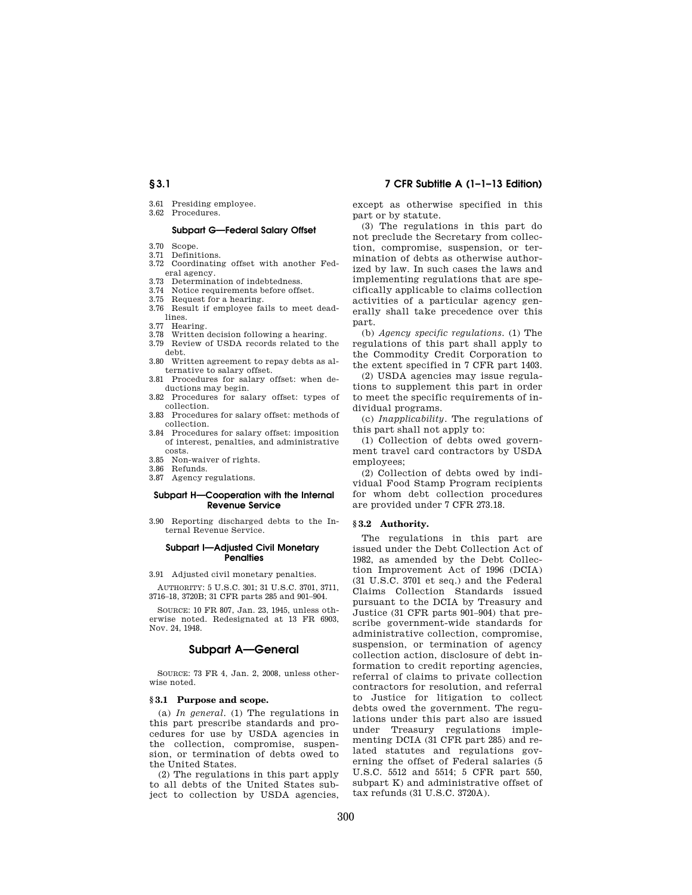3.61 Presiding employee.
3.62 Procedures.

### Subpart G—Federal Salary Offset

3.70 Scope.
3.71 Definitions.
3.72 Coordinating offset with another Federal agency.
3.73 Determination of indebtedness.
3.74 Notice requirements before offset.
3.75 Request for a hearing.
3.76 Result if employee fails to meet deadlines.
3.77 Hearing.
3.78 Written decision following a hearing.
3.79 Review of USDA records related to the debt.
3.80 Written agreement to repay debts as alternative to salary offset.
3.81 Procedures for salary offset: when deductions may begin.
3.82 Procedures for salary offset: types of collection.
3.83 Procedures for salary offset: methods of collection.
3.84 Procedures for salary offset: imposition of interest, penalties, and administrative costs.
3.85 Non-waiver of rights.
3.86 Refunds.
3.87 Agency regulations.

### Subpart H—Cooperation with the Internal Revenue Service

3.90 Reporting discharged debts to the Internal Revenue Service.

### Subpart I—Adjusted Civil Monetary Penalties

3.91 Adjusted civil monetary penalties.

AUTHORITY: 5 U.S.C. 301; 31 U.S.C. 3701, 3711, 3716–18, 3720B; 31 CFR parts 285 and 901–904.

SOURCE: 10 FR 807, Jan. 23, 1945, unless otherwise noted. Redesignated at 13 FR 6903, Nov. 24, 1948.

## Subpart A—General

SOURCE: 73 FR 4, Jan. 2, 2008, unless otherwise noted.

### § 3.1 Purpose and scope.

(a) *In general.* (1) The regulations in this part prescribe standards and procedures for use by USDA agencies in the collection, compromise, suspension, or termination of debts owed to the United States.

(2) The regulations in this part apply to all debts of the United States subject to collection by USDA agencies, except as otherwise specified in this part or by statute.

(3) The regulations in this part do not preclude the Secretary from collection, compromise, suspension, or termination of debts as otherwise authorized by law. In such cases the laws and implementing regulations that are specifically applicable to claims collection activities of a particular agency generally shall take precedence over this part.

(b) *Agency specific regulations.* (1) The regulations of this part shall apply to the Commodity Credit Corporation to the extent specified in 7 CFR part 1403.

(2) USDA agencies may issue regulations to supplement this part in order to meet the specific requirements of individual programs.

(c) *Inapplicability.* The regulations of this part shall not apply to:

(1) Collection of debts owed government travel card contractors by USDA employees;

(2) Collection of debts owed by individual Food Stamp Program recipients for whom debt collection procedures are provided under 7 CFR 273.18.

### § 3.2 Authority.

The regulations in this part are issued under the Debt Collection Act of 1982, as amended by the Debt Collection Improvement Act of 1996 (DCIA) (31 U.S.C. 3701 et seq.) and the Federal Claims Collection Standards issued pursuant to the DCIA by Treasury and Justice (31 CFR parts 901–904) that prescribe government-wide standards for administrative collection, compromise, suspension, or termination of agency collection action, disclosure of debt information to credit reporting agencies, referral of claims to private collection contractors for resolution, and referral to Justice for litigation to collect debts owed the government. The regulations under this part also are issued under Treasury regulations implementing DCIA (31 CFR part 285) and related statutes and regulations governing the offset of Federal salaries (5 U.S.C. 5512 and 5514; 5 CFR part 550, subpart K) and administrative offset of tax refunds (31 U.S.C. 3720A).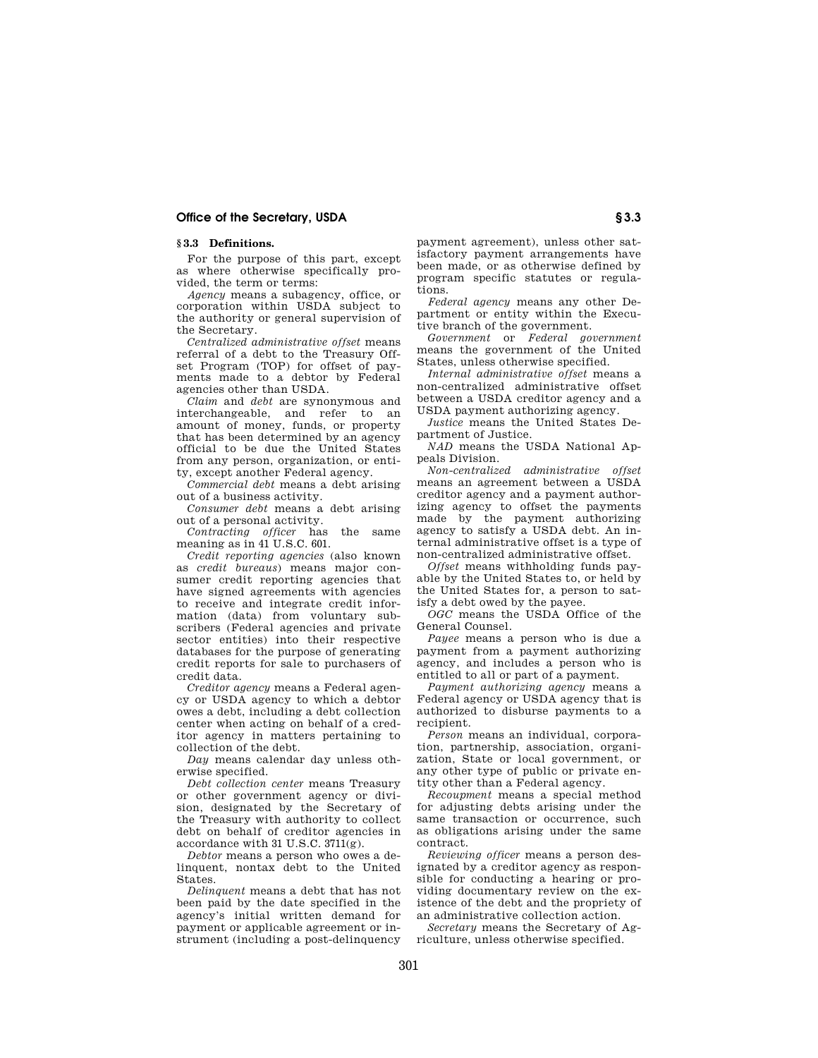### § 3.3 Definitions.

For the purpose of this part, except as where otherwise specifically provided, the term or terms:

*Agency* means a subagency, office, or corporation within USDA subject to the authority or general supervision of the Secretary.

*Centralized administrative offset* means referral of a debt to the Treasury Offset Program (TOP) for offset of payments made to a debtor by Federal agencies other than USDA.

*Claim* and *debt* are synonymous and interchangeable, and refer to an amount of money, funds, or property that has been determined by an agency official to be due the United States from any person, organization, or entity, except another Federal agency.

*Commercial debt* means a debt arising out of a business activity.

*Consumer debt* means a debt arising out of a personal activity.

*Contracting officer* has the same meaning as in 41 U.S.C. 601.

*Credit reporting agencies* (also known as *credit bureaus*) means major consumer credit reporting agencies that have signed agreements with agencies to receive and integrate credit information (data) from voluntary subscribers (Federal agencies and private sector entities) into their respective databases for the purpose of generating credit reports for sale to purchasers of credit data.

*Creditor agency* means a Federal agency or USDA agency to which a debtor owes a debt, including a debt collection center when acting on behalf of a creditor agency in matters pertaining to collection of the debt.

*Day* means calendar day unless otherwise specified.

*Debt collection center* means Treasury or other government agency or division, designated by the Secretary of the Treasury with authority to collect debt on behalf of creditor agencies in accordance with 31 U.S.C. 3711(g).

*Debtor* means a person who owes a delinquent, nontax debt to the United States.

*Delinquent* means a debt that has not been paid by the date specified in the agency's initial written demand for payment or applicable agreement or instrument (including a post-delinquency payment agreement), unless other satisfactory payment arrangements have been made, or as otherwise defined by program specific statutes or regulations.

*Federal agency* means any other Department or entity within the Executive branch of the government.

*Government* or *Federal government* means the government of the United States, unless otherwise specified.

*Internal administrative offset* means a non-centralized administrative offset between a USDA creditor agency and a USDA payment authorizing agency.

*Justice* means the United States Department of Justice.

*NAD* means the USDA National Appeals Division.

*Non-centralized administrative offset* means an agreement between a USDA creditor agency and a payment authorizing agency to offset the payments made by the payment authorizing agency to satisfy a USDA debt. An internal administrative offset is a type of non-centralized administrative offset.

*Offset* means withholding funds payable by the United States to, or held by the United States for, a person to satisfy a debt owed by the payee.

*OGC* means the USDA Office of the General Counsel.

*Payee* means a person who is due a payment from a payment authorizing agency, and includes a person who is entitled to all or part of a payment.

*Payment authorizing agency* means a Federal agency or USDA agency that is authorized to disburse payments to a recipient.

*Person* means an individual, corporation, partnership, association, organization, State or local government, or any other type of public or private entity other than a Federal agency.

*Recoupment* means a special method for adjusting debts arising under the same transaction or occurrence, such as obligations arising under the same contract.

*Reviewing officer* means a person designated by a creditor agency as responsible for conducting a hearing or providing documentary review on the existence of the debt and the propriety of an administrative collection action.

*Secretary* means the Secretary of Agriculture, unless otherwise specified.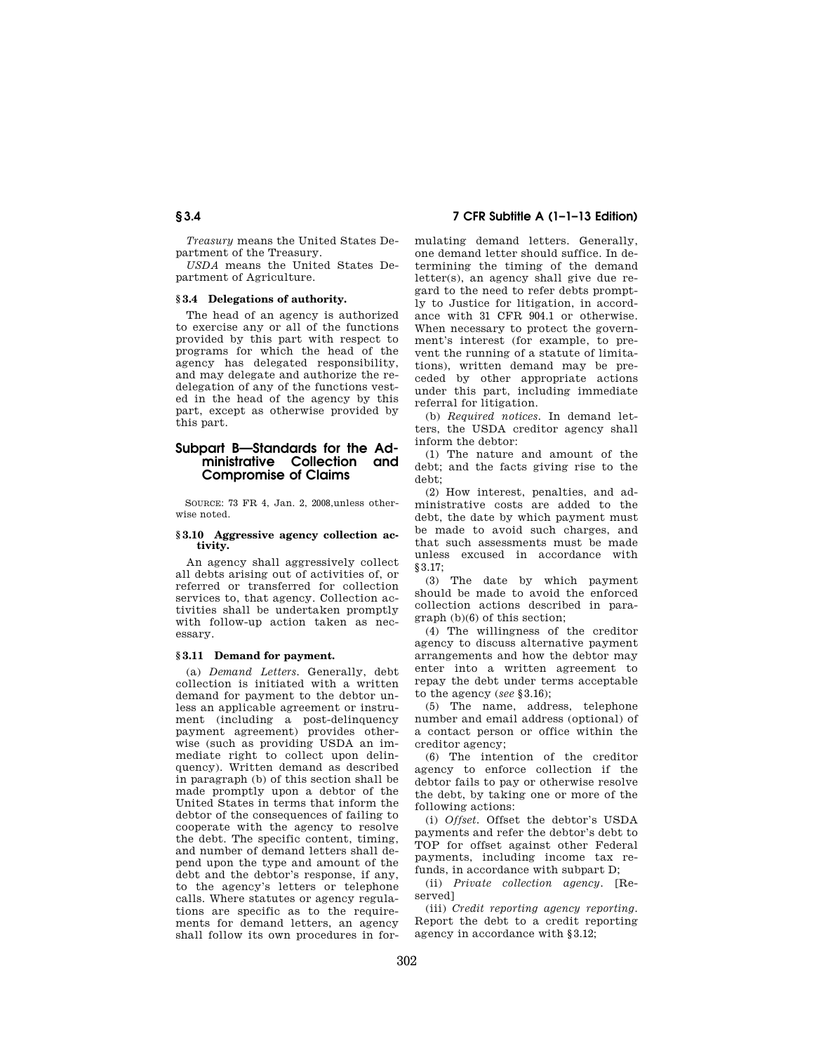*Treasury* means the United States Department of the Treasury.

*USDA* means the United States Department of Agriculture.

**§ 3.4 Delegations of authority.**

The head of an agency is authorized to exercise any or all of the functions provided by this part with respect to programs for which the head of the agency has delegated responsibility, and may delegate and authorize the redelegation of any of the functions vested in the head of the agency by this part, except as otherwise provided by this part.

## Subpart B—Standards for the Administrative Collection and Compromise of Claims

SOURCE: 73 FR 4, Jan. 2, 2008,unless otherwise noted.

**§ 3.10 Aggressive agency collection activity.**

An agency shall aggressively collect all debts arising out of activities of, or referred or transferred for collection services to, that agency. Collection activities shall be undertaken promptly with follow-up action taken as necessary.

**§ 3.11 Demand for payment.**

(a) *Demand Letters.* Generally, debt collection is initiated with a written demand for payment to the debtor unless an applicable agreement or instrument (including a post-delinquency payment agreement) provides otherwise (such as providing USDA an immediate right to collect upon delinquency). Written demand as described in paragraph (b) of this section shall be made promptly upon a debtor of the United States in terms that inform the debtor of the consequences of failing to cooperate with the agency to resolve the debt. The specific content, timing, and number of demand letters shall depend upon the type and amount of the debt and the debtor's response, if any, to the agency's letters or telephone calls. Where statutes or agency regulations are specific as to the requirements for demand letters, an agency shall follow its own procedures in formulating demand letters. Generally, one demand letter should suffice. In determining the timing of the demand letter(s), an agency shall give due regard to the need to refer debts promptly to Justice for litigation, in accordance with 31 CFR 904.1 or otherwise. When necessary to protect the government's interest (for example, to prevent the running of a statute of limitations), written demand may be preceded by other appropriate actions under this part, including immediate referral for litigation.

(b) *Required notices.* In demand letters, the USDA creditor agency shall inform the debtor:

(1) The nature and amount of the debt; and the facts giving rise to the debt;

(2) How interest, penalties, and administrative costs are added to the debt, the date by which payment must be made to avoid such charges, and that such assessments must be made unless excused in accordance with §3.17;

(3) The date by which payment should be made to avoid the enforced collection actions described in paragraph (b)(6) of this section;

(4) The willingness of the creditor agency to discuss alternative payment arrangements and how the debtor may enter into a written agreement to repay the debt under terms acceptable to the agency (*see* §3.16);

(5) The name, address, telephone number and email address (optional) of a contact person or office within the creditor agency;

(6) The intention of the creditor agency to enforce collection if the debtor fails to pay or otherwise resolve the debt, by taking one or more of the following actions:

(i) *Offset.* Offset the debtor's USDA payments and refer the debtor's debt to TOP for offset against other Federal payments, including income tax refunds, in accordance with subpart D;

(ii) *Private collection agency.* [Reserved]

(iii) *Credit reporting agency reporting.* Report the debt to a credit reporting agency in accordance with §3.12;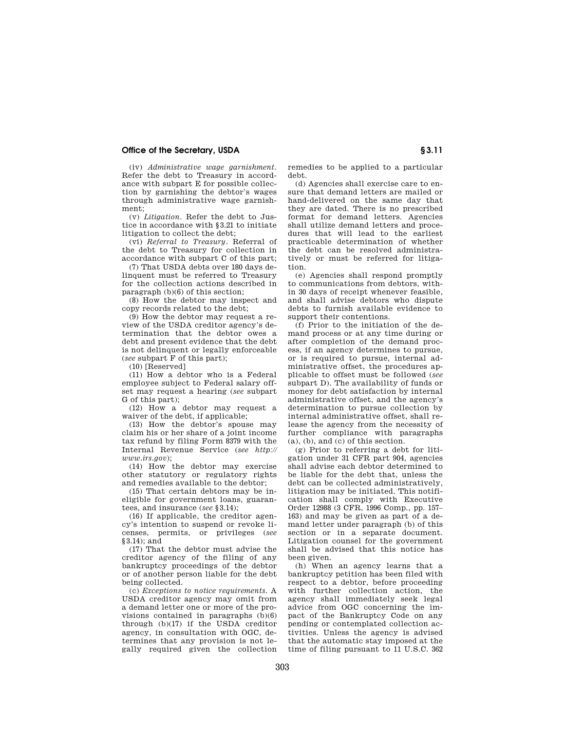(iv) *Administrative wage garnishment*. Refer the debt to Treasury in accordance with subpart E for possible collection by garnishing the debtor's wages through administrative wage garnishment;

(v) *Litigation*. Refer the debt to Justice in accordance with §3.21 to initiate litigation to collect the debt;

(vi) *Referral to Treasury*. Referral of the debt to Treasury for collection in accordance with subpart C of this part;

(7) That USDA debts over 180 days delinquent must be referred to Treasury for the collection actions described in paragraph (b)(6) of this section;

(8) How the debtor may inspect and copy records related to the debt;

(9) How the debtor may request a review of the USDA creditor agency's determination that the debtor owes a debt and present evidence that the debt is not delinquent or legally enforceable (*see* subpart F of this part);

(10) [Reserved]

(11) How a debtor who is a Federal employee subject to Federal salary offset may request a hearing (*see* subpart G of this part);

(12) How a debtor may request a waiver of the debt, if applicable;

(13) How the debtor's spouse may claim his or her share of a joint income tax refund by filing Form 8379 with the Internal Revenue Service (*see http://www.irs.gov*);

(14) How the debtor may exercise other statutory or regulatory rights and remedies available to the debtor;

(15) That certain debtors may be ineligible for government loans, guarantees, and insurance (*see* §3.14);

(16) If applicable, the creditor agency's intention to suspend or revoke licenses, permits, or privileges (*see* §3.14); and

(17) That the debtor must advise the creditor agency of the filing of any bankruptcy proceedings of the debtor or of another person liable for the debt being collected.

(c) *Exceptions to notice requirements*. A USDA creditor agency may omit from a demand letter one or more of the provisions contained in paragraphs (b)(6) through (b)(17) if the USDA creditor agency, in consultation with OGC, determines that any provision is not legally required given the collection remedies to be applied to a particular debt.

(d) Agencies shall exercise care to ensure that demand letters are mailed or hand-delivered on the same day that they are dated. There is no prescribed format for demand letters. Agencies shall utilize demand letters and procedures that will lead to the earliest practicable determination of whether the debt can be resolved administratively or must be referred for litigation.

(e) Agencies shall respond promptly to communications from debtors, within 30 days of receipt whenever feasible, and shall advise debtors who dispute debts to furnish available evidence to support their contentions.

(f) Prior to the initiation of the demand process or at any time during or after completion of the demand process, if an agency determines to pursue, or is required to pursue, internal administrative offset, the procedures applicable to offset must be followed (*see* subpart D). The availability of funds or money for debt satisfaction by internal administrative offset, and the agency's determination to pursue collection by internal administrative offset, shall release the agency from the necessity of further compliance with paragraphs (a), (b), and (c) of this section.

(g) Prior to referring a debt for litigation under 31 CFR part 904, agencies shall advise each debtor determined to be liable for the debt that, unless the debt can be collected administratively, litigation may be initiated. This notification shall comply with Executive Order 12988 (3 CFR, 1996 Comp., pp. 157–163) and may be given as part of a demand letter under paragraph (b) of this section or in a separate document. Litigation counsel for the government shall be advised that this notice has been given.

(h) When an agency learns that a bankruptcy petition has been filed with respect to a debtor, before proceeding with further collection action, the agency shall immediately seek legal advice from OGC concerning the impact of the Bankruptcy Code on any pending or contemplated collection activities. Unless the agency is advised that the automatic stay imposed at the time of filing pursuant to 11 U.S.C. 362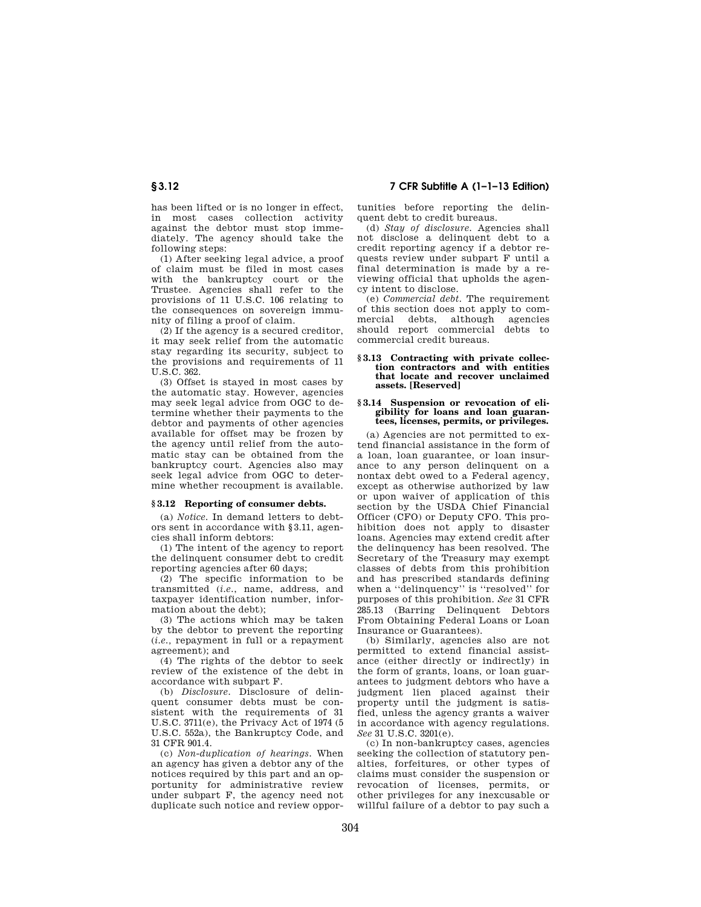has been lifted or is no longer in effect, in most cases collection activity against the debtor must stop immediately. The agency should take the following steps:

(1) After seeking legal advice, a proof of claim must be filed in most cases with the bankruptcy court or the Trustee. Agencies shall refer to the provisions of 11 U.S.C. 106 relating to the consequences on sovereign immunity of filing a proof of claim.

(2) If the agency is a secured creditor, it may seek relief from the automatic stay regarding its security, subject to the provisions and requirements of 11 U.S.C. 362.

(3) Offset is stayed in most cases by the automatic stay. However, agencies may seek legal advice from OGC to determine whether their payments to the debtor and payments of other agencies available for offset may be frozen by the agency until relief from the automatic stay can be obtained from the bankruptcy court. Agencies also may seek legal advice from OGC to determine whether recoupment is available.

### § 3.12 Reporting of consumer debts.

(a) *Notice.* In demand letters to debtors sent in accordance with § 3.11, agencies shall inform debtors:

(1) The intent of the agency to report the delinquent consumer debt to credit reporting agencies after 60 days;

(2) The specific information to be transmitted (*i.e.*, name, address, and taxpayer identification number, information about the debt);

(3) The actions which may be taken by the debtor to prevent the reporting (*i.e.*, repayment in full or a repayment agreement); and

(4) The rights of the debtor to seek review of the existence of the debt in accordance with subpart F.

(b) *Disclosure.* Disclosure of delinquent consumer debts must be consistent with the requirements of 31 U.S.C. 3711(e), the Privacy Act of 1974 (5 U.S.C. 552a), the Bankruptcy Code, and 31 CFR 901.4.

(c) *Non-duplication of hearings.* When an agency has given a debtor any of the notices required by this part and an opportunity for administrative review under subpart F, the agency need not duplicate such notice and review opportunities before reporting the delinquent debt to credit bureaus.

(d) *Stay of disclosure.* Agencies shall not disclose a delinquent debt to a credit reporting agency if a debtor requests review under subpart F until a final determination is made by a reviewing official that upholds the agency intent to disclose.

(e) *Commercial debt.* The requirement of this section does not apply to commercial debts, although agencies should report commercial debts to commercial credit bureaus.

### § 3.13 Contracting with private collection contractors and with entities that locate and recover unclaimed assets. [Reserved]

### § 3.14 Suspension or revocation of eligibility for loans and loan guarantees, licenses, permits, or privileges.

(a) Agencies are not permitted to extend financial assistance in the form of a loan, loan guarantee, or loan insurance to any person delinquent on a nontax debt owed to a Federal agency, except as otherwise authorized by law or upon waiver of application of this section by the USDA Chief Financial Officer (CFO) or Deputy CFO. This prohibition does not apply to disaster loans. Agencies may extend credit after the delinquency has been resolved. The Secretary of the Treasury may exempt classes of debts from this prohibition and has prescribed standards defining when a ''delinquency'' is ''resolved'' for purposes of this prohibition. *See* 31 CFR 285.13 (Barring Delinquent Debtors From Obtaining Federal Loans or Loan Insurance or Guarantees).

(b) Similarly, agencies also are not permitted to extend financial assistance (either directly or indirectly) in the form of grants, loans, or loan guarantees to judgment debtors who have a judgment lien placed against their property until the judgment is satisfied, unless the agency grants a waiver in accordance with agency regulations. *See* 31 U.S.C. 3201(e).

(c) In non-bankruptcy cases, agencies seeking the collection of statutory penalties, forfeitures, or other types of claims must consider the suspension or revocation of licenses, permits, or other privileges for any inexcusable or willful failure of a debtor to pay such a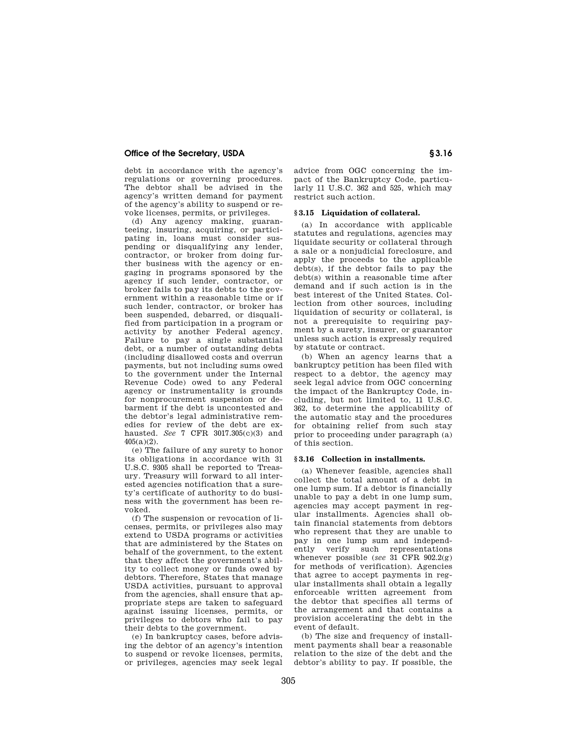debt in accordance with the agency's regulations or governing procedures. The debtor shall be advised in the agency's written demand for payment of the agency's ability to suspend or revoke licenses, permits, or privileges.

(d) Any agency making, guaranteeing, insuring, acquiring, or participating in, loans must consider suspending or disqualifying any lender, contractor, or broker from doing further business with the agency or engaging in programs sponsored by the agency if such lender, contractor, or broker fails to pay its debts to the government within a reasonable time or if such lender, contractor, or broker has been suspended, debarred, or disqualified from participation in a program or activity by another Federal agency. Failure to pay a single substantial debt, or a number of outstanding debts (including disallowed costs and overrun payments, but not including sums owed to the government under the Internal Revenue Code) owed to any Federal agency or instrumentality is grounds for nonprocurement suspension or debarment if the debt is uncontested and the debtor's legal administrative remedies for review of the debt are exhausted. *See* 7 CFR 3017.305(c)(3) and 405(a)(2).

(e) The failure of any surety to honor its obligations in accordance with 31 U.S.C. 9305 shall be reported to Treasury. Treasury will forward to all interested agencies notification that a surety's certificate of authority to do business with the government has been revoked.

(f) The suspension or revocation of licenses, permits, or privileges also may extend to USDA programs or activities that are administered by the States on behalf of the government, to the extent that they affect the government's ability to collect money or funds owed by debtors. Therefore, States that manage USDA activities, pursuant to approval from the agencies, shall ensure that appropriate steps are taken to safeguard against issuing licenses, permits, or privileges to debtors who fail to pay their debts to the government.

(e) In bankruptcy cases, before advising the debtor of an agency's intention to suspend or revoke licenses, permits, or privileges, agencies may seek legal advice from OGC concerning the impact of the Bankruptcy Code, particularly 11 U.S.C. 362 and 525, which may restrict such action.

## § 3.15 Liquidation of collateral.

(a) In accordance with applicable statutes and regulations, agencies may liquidate security or collateral through a sale or a nonjudicial foreclosure, and apply the proceeds to the applicable debt(s), if the debtor fails to pay the debt(s) within a reasonable time after demand and if such action is in the best interest of the United States. Collection from other sources, including liquidation of security or collateral, is not a prerequisite to requiring payment by a surety, insurer, or guarantor unless such action is expressly required by statute or contract.

(b) When an agency learns that a bankruptcy petition has been filed with respect to a debtor, the agency may seek legal advice from OGC concerning the impact of the Bankruptcy Code, including, but not limited to, 11 U.S.C. 362, to determine the applicability of the automatic stay and the procedures for obtaining relief from such stay prior to proceeding under paragraph (a) of this section.

## § 3.16 Collection in installments.

(a) Whenever feasible, agencies shall collect the total amount of a debt in one lump sum. If a debtor is financially unable to pay a debt in one lump sum, agencies may accept payment in regular installments. Agencies shall obtain financial statements from debtors who represent that they are unable to pay in one lump sum and independently verify such representations whenever possible (*see* 31 CFR 902.2(g) for methods of verification). Agencies that agree to accept payments in regular installments shall obtain a legally enforceable written agreement from the debtor that specifies all terms of the arrangement and that contains a provision accelerating the debt in the event of default.

(b) The size and frequency of installment payments shall bear a reasonable relation to the size of the debt and the debtor's ability to pay. If possible, the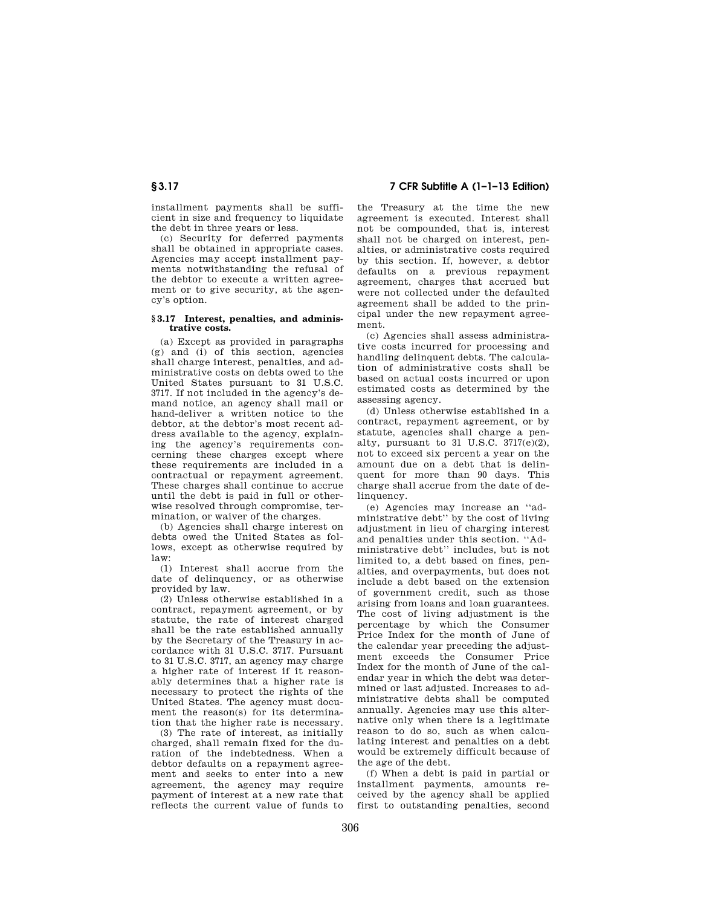installment payments shall be sufficient in size and frequency to liquidate the debt in three years or less.

(c) Security for deferred payments shall be obtained in appropriate cases. Agencies may accept installment payments notwithstanding the refusal of the debtor to execute a written agreement or to give security, at the agency's option.

#### § 3.17 Interest, penalties, and administrative costs.

(a) Except as provided in paragraphs (g) and (i) of this section, agencies shall charge interest, penalties, and administrative costs on debts owed to the United States pursuant to 31 U.S.C. 3717. If not included in the agency's demand notice, an agency shall mail or hand-deliver a written notice to the debtor, at the debtor's most recent address available to the agency, explaining the agency's requirements concerning these charges except where these requirements are included in a contractual or repayment agreement. These charges shall continue to accrue until the debt is paid in full or otherwise resolved through compromise, termination, or waiver of the charges.

(b) Agencies shall charge interest on debts owed the United States as follows, except as otherwise required by law:

(1) Interest shall accrue from the date of delinquency, or as otherwise provided by law.

(2) Unless otherwise established in a contract, repayment agreement, or by statute, the rate of interest charged shall be the rate established annually by the Secretary of the Treasury in accordance with 31 U.S.C. 3717. Pursuant to 31 U.S.C. 3717, an agency may charge a higher rate of interest if it reasonably determines that a higher rate is necessary to protect the rights of the United States. The agency must document the reason(s) for its determination that the higher rate is necessary.

(3) The rate of interest, as initially charged, shall remain fixed for the duration of the indebtedness. When a debtor defaults on a repayment agreement and seeks to enter into a new agreement, the agency may require payment of interest at a new rate that reflects the current value of funds to the Treasury at the time the new agreement is executed. Interest shall not be compounded, that is, interest shall not be charged on interest, penalties, or administrative costs required by this section. If, however, a debtor defaults on a previous repayment agreement, charges that accrued but were not collected under the defaulted agreement shall be added to the principal under the new repayment agreement.

(c) Agencies shall assess administrative costs incurred for processing and handling delinquent debts. The calculation of administrative costs shall be based on actual costs incurred or upon estimated costs as determined by the assessing agency.

(d) Unless otherwise established in a contract, repayment agreement, or by statute, agencies shall charge a penalty, pursuant to 31 U.S.C. 3717(e)(2), not to exceed six percent a year on the amount due on a debt that is delinquent for more than 90 days. This charge shall accrue from the date of delinquency.

(e) Agencies may increase an ''administrative debt'' by the cost of living adjustment in lieu of charging interest and penalties under this section. ''Administrative debt'' includes, but is not limited to, a debt based on fines, penalties, and overpayments, but does not include a debt based on the extension of government credit, such as those arising from loans and loan guarantees. The cost of living adjustment is the percentage by which the Consumer Price Index for the month of June of the calendar year preceding the adjustment exceeds the Consumer Price Index for the month of June of the calendar year in which the debt was determined or last adjusted. Increases to administrative debts shall be computed annually. Agencies may use this alternative only when there is a legitimate reason to do so, such as when calculating interest and penalties on a debt would be extremely difficult because of the age of the debt.

(f) When a debt is paid in partial or installment payments, amounts received by the agency shall be applied first to outstanding penalties, second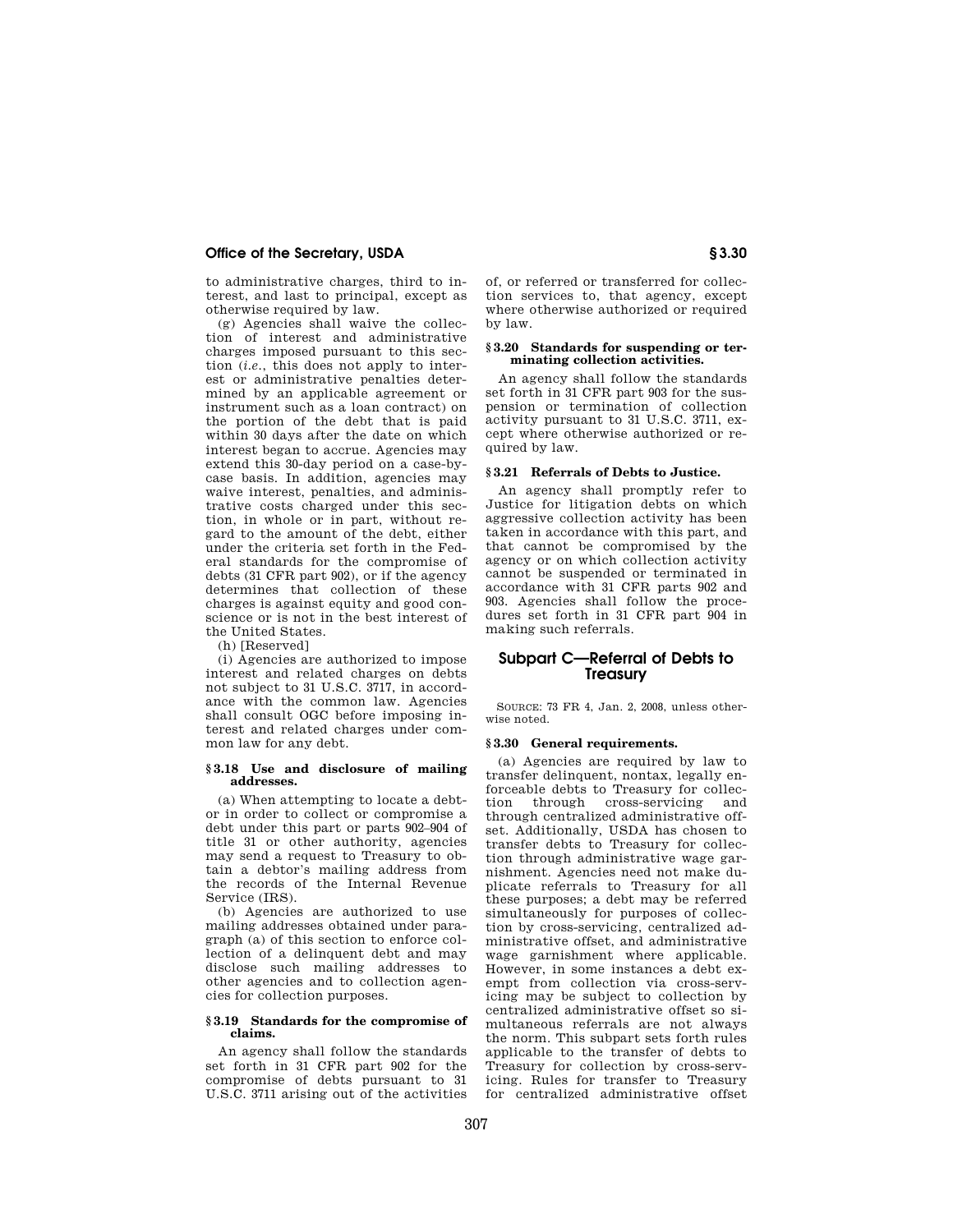to administrative charges, third to interest, and last to principal, except as otherwise required by law.

(g) Agencies shall waive the collection of interest and administrative charges imposed pursuant to this section (*i.e.*, this does not apply to interest or administrative penalties determined by an applicable agreement or instrument such as a loan contract) on the portion of the debt that is paid within 30 days after the date on which interest began to accrue. Agencies may extend this 30-day period on a case-by-case basis. In addition, agencies may waive interest, penalties, and administrative costs charged under this section, in whole or in part, without regard to the amount of the debt, either under the criteria set forth in the Federal standards for the compromise of debts (31 CFR part 902), or if the agency determines that collection of these charges is against equity and good conscience or is not in the best interest of the United States.

(h) [Reserved]

(i) Agencies are authorized to impose interest and related charges on debts not subject to 31 U.S.C. 3717, in accordance with the common law. Agencies shall consult OGC before imposing interest and related charges under common law for any debt.

### § 3.18 Use and disclosure of mailing addresses.

(a) When attempting to locate a debtor or in order to collect or compromise a debt under this part or parts 902–904 of title 31 or other authority, agencies may send a request to Treasury to obtain a debtor's mailing address from the records of the Internal Revenue Service (IRS).

(b) Agencies are authorized to use mailing addresses obtained under paragraph (a) of this section to enforce collection of a delinquent debt and may disclose such mailing addresses to other agencies and to collection agencies for collection purposes.

### § 3.19 Standards for the compromise of claims.

An agency shall follow the standards set forth in 31 CFR part 902 for the compromise of debts pursuant to 31 U.S.C. 3711 arising out of the activities of, or referred or transferred for collection services to, that agency, except where otherwise authorized or required by law.

### § 3.20 Standards for suspending or terminating collection activities.

An agency shall follow the standards set forth in 31 CFR part 903 for the suspension or termination of collection activity pursuant to 31 U.S.C. 3711, except where otherwise authorized or required by law.

### § 3.21 Referrals of Debts to Justice.

An agency shall promptly refer to Justice for litigation debts on which aggressive collection activity has been taken in accordance with this part, and that cannot be compromised by the agency or on which collection activity cannot be suspended or terminated in accordance with 31 CFR parts 902 and 903. Agencies shall follow the procedures set forth in 31 CFR part 904 in making such referrals.

## Subpart C—Referral of Debts to Treasury

SOURCE: 73 FR 4, Jan. 2, 2008, unless otherwise noted.

### § 3.30 General requirements.

(a) Agencies are required by law to transfer delinquent, nontax, legally enforceable debts to Treasury for collection through cross-servicing and through centralized administrative offset. Additionally, USDA has chosen to transfer debts to Treasury for collection through administrative wage garnishment. Agencies need not make duplicate referrals to Treasury for all these purposes; a debt may be referred simultaneously for purposes of collection by cross-servicing, centralized administrative offset, and administrative wage garnishment where applicable. However, in some instances a debt exempt from collection via cross-servicing may be subject to collection by centralized administrative offset so simultaneous referrals are not always the norm. This subpart sets forth rules applicable to the transfer of debts to Treasury for collection by cross-servicing. Rules for transfer to Treasury for centralized administrative offset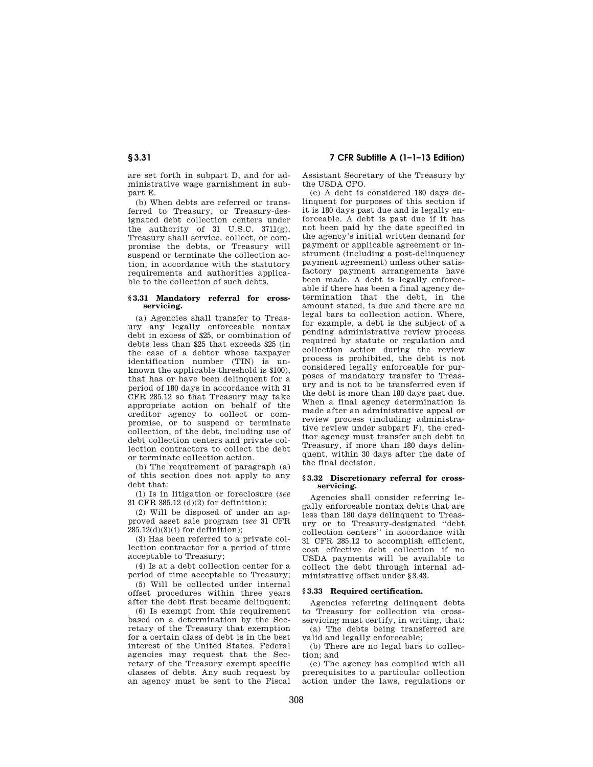are set forth in subpart D, and for administrative wage garnishment in subpart E.

(b) When debts are referred or transferred to Treasury, or Treasury-designated debt collection centers under the authority of 31 U.S.C. 3711(g), Treasury shall service, collect, or compromise the debts, or Treasury will suspend or terminate the collection action, in accordance with the statutory requirements and authorities applicable to the collection of such debts.

### § 3.31 Mandatory referral for cross-servicing.

(a) Agencies shall transfer to Treasury any legally enforceable nontax debt in excess of $25, or combination of debts less than $25 that exceeds $25 (in the case of a debtor whose taxpayer identification number (TIN) is unknown the applicable threshold is $100), that has or have been delinquent for a period of 180 days in accordance with 31 CFR 285.12 so that Treasury may take appropriate action on behalf of the creditor agency to collect or compromise, or to suspend or terminate collection, of the debt, including use of debt collection centers and private collection contractors to collect the debt or terminate collection action.

(b) The requirement of paragraph (a) of this section does not apply to any debt that:

(1) Is in litigation or foreclosure (*see* 31 CFR 385.12 (d)(2) for definition);

(2) Will be disposed of under an approved asset sale program (*see* 31 CFR 285.12(d)(3)(i) for definition);

(3) Has been referred to a private collection contractor for a period of time acceptable to Treasury;

(4) Is at a debt collection center for a period of time acceptable to Treasury;

(5) Will be collected under internal offset procedures within three years after the debt first became delinquent;

(6) Is exempt from this requirement based on a determination by the Secretary of the Treasury that exemption for a certain class of debt is in the best interest of the United States. Federal agencies may request that the Secretary of the Treasury exempt specific classes of debts. Any such request by an agency must be sent to the Fiscal Assistant Secretary of the Treasury by the USDA CFO.

(c) A debt is considered 180 days delinquent for purposes of this section if it is 180 days past due and is legally enforceable. A debt is past due if it has not been paid by the date specified in the agency's initial written demand for payment or applicable agreement or instrument (including a post-delinquency payment agreement) unless other satisfactory payment arrangements have been made. A debt is legally enforceable if there has been a final agency determination that the debt, in the amount stated, is due and there are no legal bars to collection action. Where, for example, a debt is the subject of a pending administrative review process required by statute or regulation and collection action during the review process is prohibited, the debt is not considered legally enforceable for purposes of mandatory transfer to Treasury and is not to be transferred even if the debt is more than 180 days past due. When a final agency determination is made after an administrative appeal or review process (including administrative review under subpart F), the creditor agency must transfer such debt to Treasury, if more than 180 days delinquent, within 30 days after the date of the final decision.

### § 3.32 Discretionary referral for cross-servicing.

Agencies shall consider referring legally enforceable nontax debts that are less than 180 days delinquent to Treasury or to Treasury-designated "debt collection centers" in accordance with 31 CFR 285.12 to accomplish efficient, cost effective debt collection if no USDA payments will be available to collect the debt through internal administrative offset under § 3.43.

### § 3.33 Required certification.

Agencies referring delinquent debts to Treasury for collection via cross-servicing must certify, in writing, that:

(a) The debts being transferred are valid and legally enforceable;

(b) There are no legal bars to collection; and

(c) The agency has complied with all prerequisites to a particular collection action under the laws, regulations or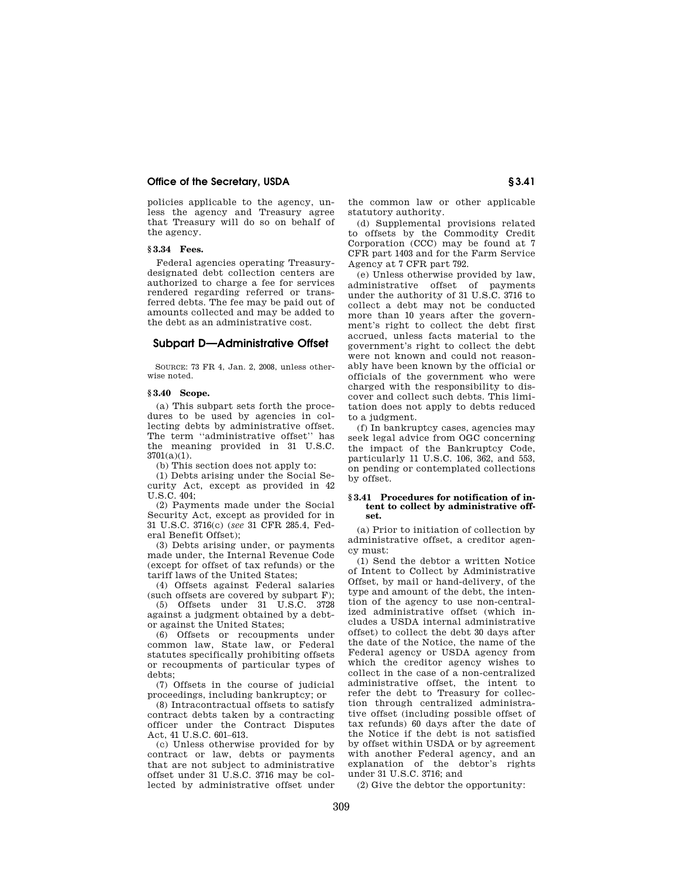policies applicable to the agency, unless the agency and Treasury agree that Treasury will do so on behalf of the agency.

### § 3.34 Fees.

Federal agencies operating Treasury-designated debt collection centers are authorized to charge a fee for services rendered regarding referred or transferred debts. The fee may be paid out of amounts collected and may be added to the debt as an administrative cost.

## Subpart D—Administrative Offset

SOURCE: 73 FR 4, Jan. 2, 2008, unless otherwise noted.

### § 3.40 Scope.

(a) This subpart sets forth the procedures to be used by agencies in collecting debts by administrative offset. The term ''administrative offset'' has the meaning provided in 31 U.S.C. 3701(a)(1).

(b) This section does not apply to:

(1) Debts arising under the Social Security Act, except as provided in 42 U.S.C. 404;

(2) Payments made under the Social Security Act, except as provided for in 31 U.S.C. 3716(c) (*see* 31 CFR 285.4, Federal Benefit Offset);

(3) Debts arising under, or payments made under, the Internal Revenue Code (except for offset of tax refunds) or the tariff laws of the United States;

(4) Offsets against Federal salaries (such offsets are covered by subpart F);

(5) Offsets under 31 U.S.C. 3728 against a judgment obtained by a debtor against the United States;

(6) Offsets or recoupments under common law, State law, or Federal statutes specifically prohibiting offsets or recoupments of particular types of debts;

(7) Offsets in the course of judicial proceedings, including bankruptcy; or

(8) Intracontractual offsets to satisfy contract debts taken by a contracting officer under the Contract Disputes Act, 41 U.S.C. 601–613.

(c) Unless otherwise provided for by contract or law, debts or payments that are not subject to administrative offset under 31 U.S.C. 3716 may be collected by administrative offset under the common law or other applicable statutory authority.

(d) Supplemental provisions related to offsets by the Commodity Credit Corporation (CCC) may be found at 7 CFR part 1403 and for the Farm Service Agency at 7 CFR part 792.

(e) Unless otherwise provided by law, administrative offset of payments under the authority of 31 U.S.C. 3716 to collect a debt may not be conducted more than 10 years after the government's right to collect the debt first accrued, unless facts material to the government's right to collect the debt were not known and could not reasonably have been known by the official or officials of the government who were charged with the responsibility to discover and collect such debts. This limitation does not apply to debts reduced to a judgment.

(f) In bankruptcy cases, agencies may seek legal advice from OGC concerning the impact of the Bankruptcy Code, particularly 11 U.S.C. 106, 362, and 553, on pending or contemplated collections by offset.

### § 3.41 Procedures for notification of intent to collect by administrative offset.

(a) Prior to initiation of collection by administrative offset, a creditor agency must:

(1) Send the debtor a written Notice of Intent to Collect by Administrative Offset, by mail or hand-delivery, of the type and amount of the debt, the intention of the agency to use non-centralized administrative offset (which includes a USDA internal administrative offset) to collect the debt 30 days after the date of the Notice, the name of the Federal agency or USDA agency from which the creditor agency wishes to collect in the case of a non-centralized administrative offset, the intent to refer the debt to Treasury for collection through centralized administrative offset (including possible offset of tax refunds) 60 days after the date of the Notice if the debt is not satisfied by offset within USDA or by agreement with another Federal agency, and an explanation of the debtor's rights under 31 U.S.C. 3716; and

(2) Give the debtor the opportunity: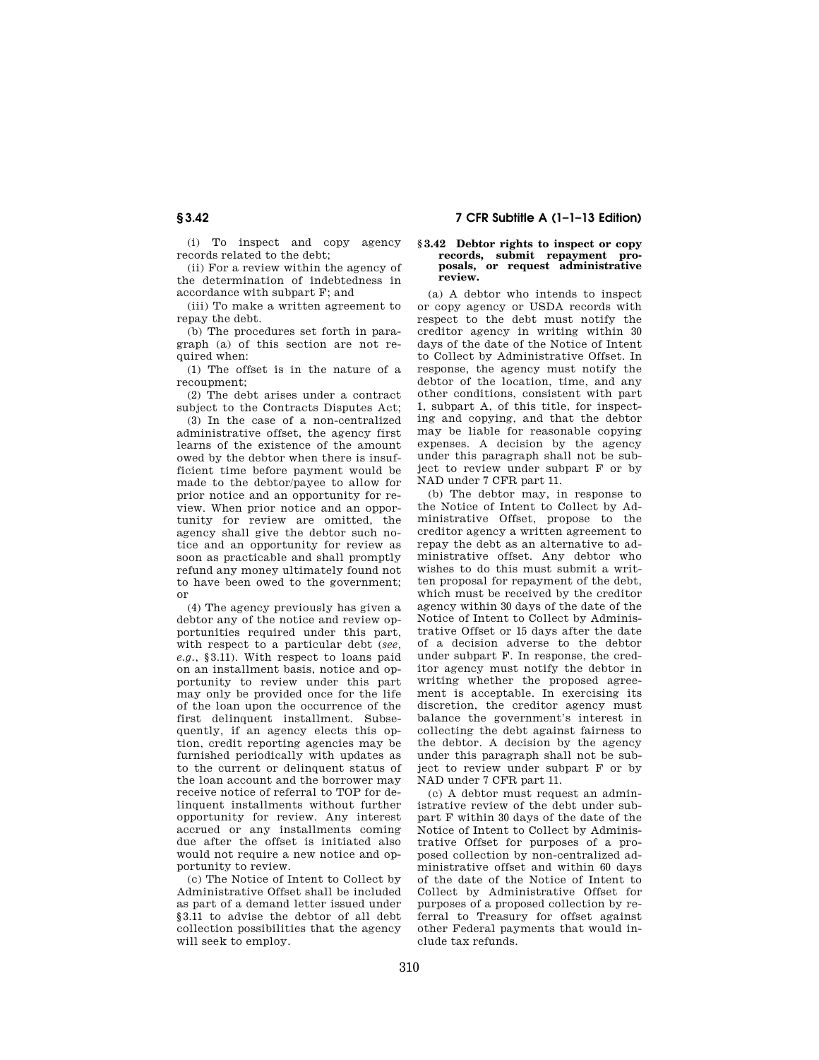(i) To inspect and copy agency records related to the debt;

(ii) For a review within the agency of the determination of indebtedness in accordance with subpart F; and

(iii) To make a written agreement to repay the debt.

(b) The procedures set forth in paragraph (a) of this section are not required when:

(1) The offset is in the nature of a recoupment;

(2) The debt arises under a contract subject to the Contracts Disputes Act;

(3) In the case of a non-centralized administrative offset, the agency first learns of the existence of the amount owed by the debtor when there is insufficient time before payment would be made to the debtor/payee to allow for prior notice and an opportunity for review. When prior notice and an opportunity for review are omitted, the agency shall give the debtor such notice and an opportunity for review as soon as practicable and shall promptly refund any money ultimately found not to have been owed to the government; or

(4) The agency previously has given a debtor any of the notice and review opportunities required under this part, with respect to a particular debt (*see, e.g.*, §3.11). With respect to loans paid on an installment basis, notice and opportunity to review under this part may only be provided once for the life of the loan upon the occurrence of the first delinquent installment. Subsequently, if an agency elects this option, credit reporting agencies may be furnished periodically with updates as to the current or delinquent status of the loan account and the borrower may receive notice of referral to TOP for delinquent installments without further opportunity for review. Any interest accrued or any installments coming due after the offset is initiated also would not require a new notice and opportunity to review.

(c) The Notice of Intent to Collect by Administrative Offset shall be included as part of a demand letter issued under §3.11 to advise the debtor of all debt collection possibilities that the agency will seek to employ.

### §3.42 Debtor rights to inspect or copy records, submit repayment proposals, or request administrative review.

(a) A debtor who intends to inspect or copy agency or USDA records with respect to the debt must notify the creditor agency in writing within 30 days of the date of the Notice of Intent to Collect by Administrative Offset. In response, the agency must notify the debtor of the location, time, and any other conditions, consistent with part 1, subpart A, of this title, for inspecting and copying, and that the debtor may be liable for reasonable copying expenses. A decision by the agency under this paragraph shall not be subject to review under subpart F or by NAD under 7 CFR part 11.

(b) The debtor may, in response to the Notice of Intent to Collect by Administrative Offset, propose to the creditor agency a written agreement to repay the debt as an alternative to administrative offset. Any debtor who wishes to do this must submit a written proposal for repayment of the debt, which must be received by the creditor agency within 30 days of the date of the Notice of Intent to Collect by Administrative Offset or 15 days after the date of a decision adverse to the debtor under subpart F. In response, the creditor agency must notify the debtor in writing whether the proposed agreement is acceptable. In exercising its discretion, the creditor agency must balance the government's interest in collecting the debt against fairness to the debtor. A decision by the agency under this paragraph shall not be subject to review under subpart F or by NAD under 7 CFR part 11.

(c) A debtor must request an administrative review of the debt under subpart F within 30 days of the date of the Notice of Intent to Collect by Administrative Offset for purposes of a proposed collection by non-centralized administrative offset and within 60 days of the date of the Notice of Intent to Collect by Administrative Offset for purposes of a proposed collection by referral to Treasury for offset against other Federal payments that would include tax refunds.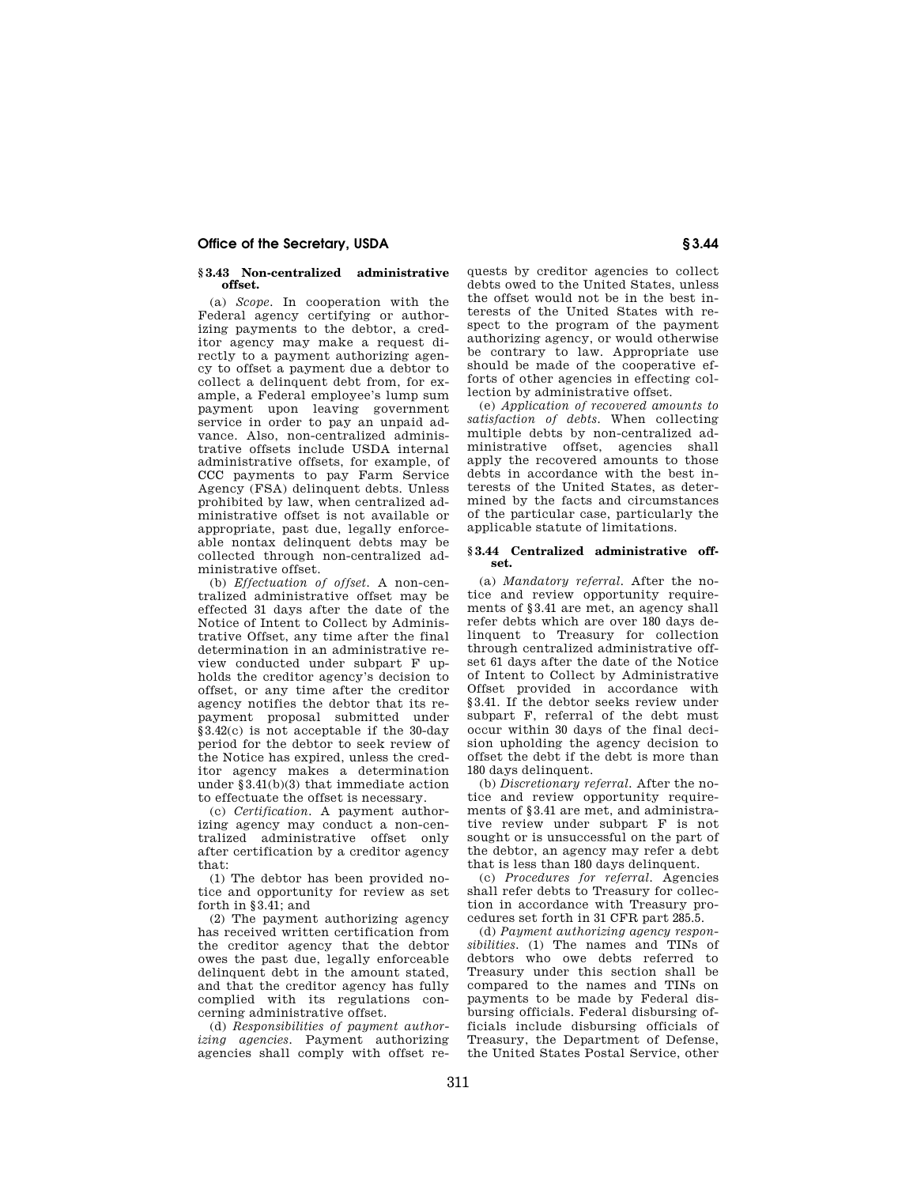### § 3.43 Non-centralized administrative offset.

(a) *Scope.* In cooperation with the Federal agency certifying or authorizing payments to the debtor, a creditor agency may make a request directly to a payment authorizing agency to offset a payment due a debtor to collect a delinquent debt from, for example, a Federal employee's lump sum payment upon leaving government service in order to pay an unpaid advance. Also, non-centralized administrative offsets include USDA internal administrative offsets, for example, of CCC payments to pay Farm Service Agency (FSA) delinquent debts. Unless prohibited by law, when centralized administrative offset is not available or appropriate, past due, legally enforceable nontax delinquent debts may be collected through non-centralized administrative offset.

(b) *Effectuation of offset.* A non-centralized administrative offset may be effected 31 days after the date of the Notice of Intent to Collect by Administrative Offset, any time after the final determination in an administrative review conducted under subpart F upholds the creditor agency's decision to offset, or any time after the creditor agency notifies the debtor that its repayment proposal submitted under §3.42(c) is not acceptable if the 30-day period for the debtor to seek review of the Notice has expired, unless the creditor agency makes a determination under §3.41(b)(3) that immediate action to effectuate the offset is necessary.

(c) *Certification.* A payment authorizing agency may conduct a non-centralized administrative offset only after certification by a creditor agency that:

(1) The debtor has been provided notice and opportunity for review as set forth in §3.41; and

(2) The payment authorizing agency has received written certification from the creditor agency that the debtor owes the past due, legally enforceable delinquent debt in the amount stated, and that the creditor agency has fully complied with its regulations concerning administrative offset.

(d) *Responsibilities of payment authorizing agencies.* Payment authorizing agencies shall comply with offset requests by creditor agencies to collect debts owed to the United States, unless the offset would not be in the best interests of the United States with respect to the program of the payment authorizing agency, or would otherwise be contrary to law. Appropriate use should be made of the cooperative efforts of other agencies in effecting collection by administrative offset.

(e) *Application of recovered amounts to satisfaction of debts.* When collecting multiple debts by non-centralized administrative offset, agencies shall apply the recovered amounts to those debts in accordance with the best interests of the United States, as determined by the facts and circumstances of the particular case, particularly the applicable statute of limitations.

### § 3.44 Centralized administrative offset.

(a) *Mandatory referral.* After the notice and review opportunity requirements of §3.41 are met, an agency shall refer debts which are over 180 days delinquent to Treasury for collection through centralized administrative offset 61 days after the date of the Notice of Intent to Collect by Administrative Offset provided in accordance with §3.41. If the debtor seeks review under subpart F, referral of the debt must occur within 30 days of the final decision upholding the agency decision to offset the debt if the debt is more than 180 days delinquent.

(b) *Discretionary referral.* After the notice and review opportunity requirements of §3.41 are met, and administrative review under subpart F is not sought or is unsuccessful on the part of the debtor, an agency may refer a debt that is less than 180 days delinquent.

(c) *Procedures for referral.* Agencies shall refer debts to Treasury for collection in accordance with Treasury procedures set forth in 31 CFR part 285.5.

(d) *Payment authorizing agency responsibilities.* (1) The names and TINs of debtors who owe debts referred to Treasury under this section shall be compared to the names and TINs on payments to be made by Federal disbursing officials. Federal disbursing officials include disbursing officials of Treasury, the Department of Defense, the United States Postal Service, other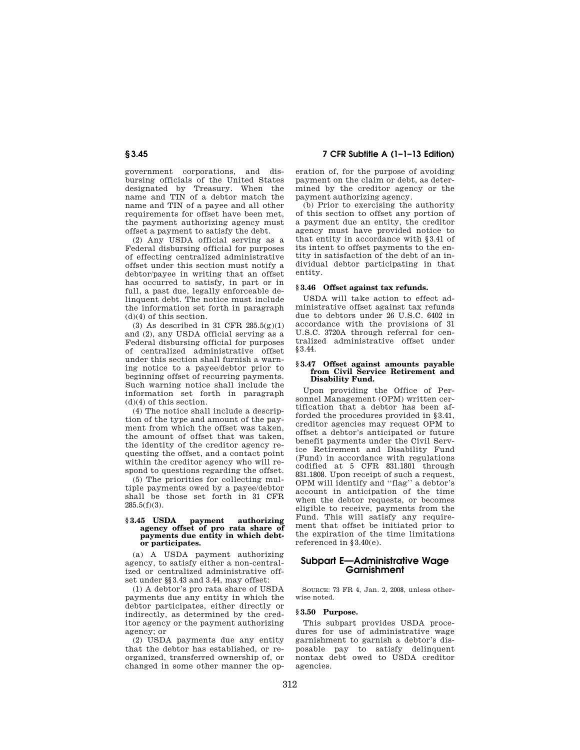government corporations, and disbursing officials of the United States designated by Treasury. When the name and TIN of a debtor match the name and TIN of a payee and all other requirements for offset have been met, the payment authorizing agency must offset a payment to satisfy the debt.

(2) Any USDA official serving as a Federal disbursing official for purposes of effecting centralized administrative offset under this section must notify a debtor/payee in writing that an offset has occurred to satisfy, in part or in full, a past due, legally enforceable delinquent debt. The notice must include the information set forth in paragraph (d)(4) of this section.

(3) As described in 31 CFR 285.5(g)(1) and (2), any USDA official serving as a Federal disbursing official for purposes of centralized administrative offset under this section shall furnish a warning notice to a payee/debtor prior to beginning offset of recurring payments. Such warning notice shall include the information set forth in paragraph (d)(4) of this section.

(4) The notice shall include a description of the type and amount of the payment from which the offset was taken, the amount of offset that was taken, the identity of the creditor agency requesting the offset, and a contact point within the creditor agency who will respond to questions regarding the offset.

(5) The priorities for collecting multiple payments owed by a payee/debtor shall be those set forth in 31 CFR 285.5(f)(3).

### § 3.45 USDA payment authorizing agency offset of pro rata share of payments due entity in which debtor participates.

(a) A USDA payment authorizing agency, to satisfy either a non-centralized or centralized administrative offset under §§ 3.43 and 3.44, may offset:

(1) A debtor's pro rata share of USDA payments due any entity in which the debtor participates, either directly or indirectly, as determined by the creditor agency or the payment authorizing agency; or

(2) USDA payments due any entity that the debtor has established, or reorganized, transferred ownership of, or changed in some other manner the operation of, for the purpose of avoiding payment on the claim or debt, as determined by the creditor agency or the payment authorizing agency.

(b) Prior to exercising the authority of this section to offset any portion of a payment due an entity, the creditor agency must have provided notice to that entity in accordance with § 3.41 of its intent to offset payments to the entity in satisfaction of the debt of an individual debtor participating in that entity.

### § 3.46 Offset against tax refunds.

USDA will take action to effect administrative offset against tax refunds due to debtors under 26 U.S.C. 6402 in accordance with the provisions of 31 U.S.C. 3720A through referral for centralized administrative offset under § 3.44.

### § 3.47 Offset against amounts payable from Civil Service Retirement and Disability Fund.

Upon providing the Office of Personnel Management (OPM) written certification that a debtor has been afforded the procedures provided in § 3.41, creditor agencies may request OPM to offset a debtor's anticipated or future benefit payments under the Civil Service Retirement and Disability Fund (Fund) in accordance with regulations codified at 5 CFR 831.1801 through 831.1808. Upon receipt of such a request, OPM will identify and ''flag'' a debtor's account in anticipation of the time when the debtor requests, or becomes eligible to receive, payments from the Fund. This will satisfy any requirement that offset be initiated prior to the expiration of the time limitations referenced in § 3.40(e).

## Subpart E—Administrative Wage Garnishment

SOURCE: 73 FR 4, Jan. 2, 2008, unless otherwise noted.

### § 3.50 Purpose.

This subpart provides USDA procedures for use of administrative wage garnishment to garnish a debtor's disposable pay to satisfy delinquent nontax debt owed to USDA creditor agencies.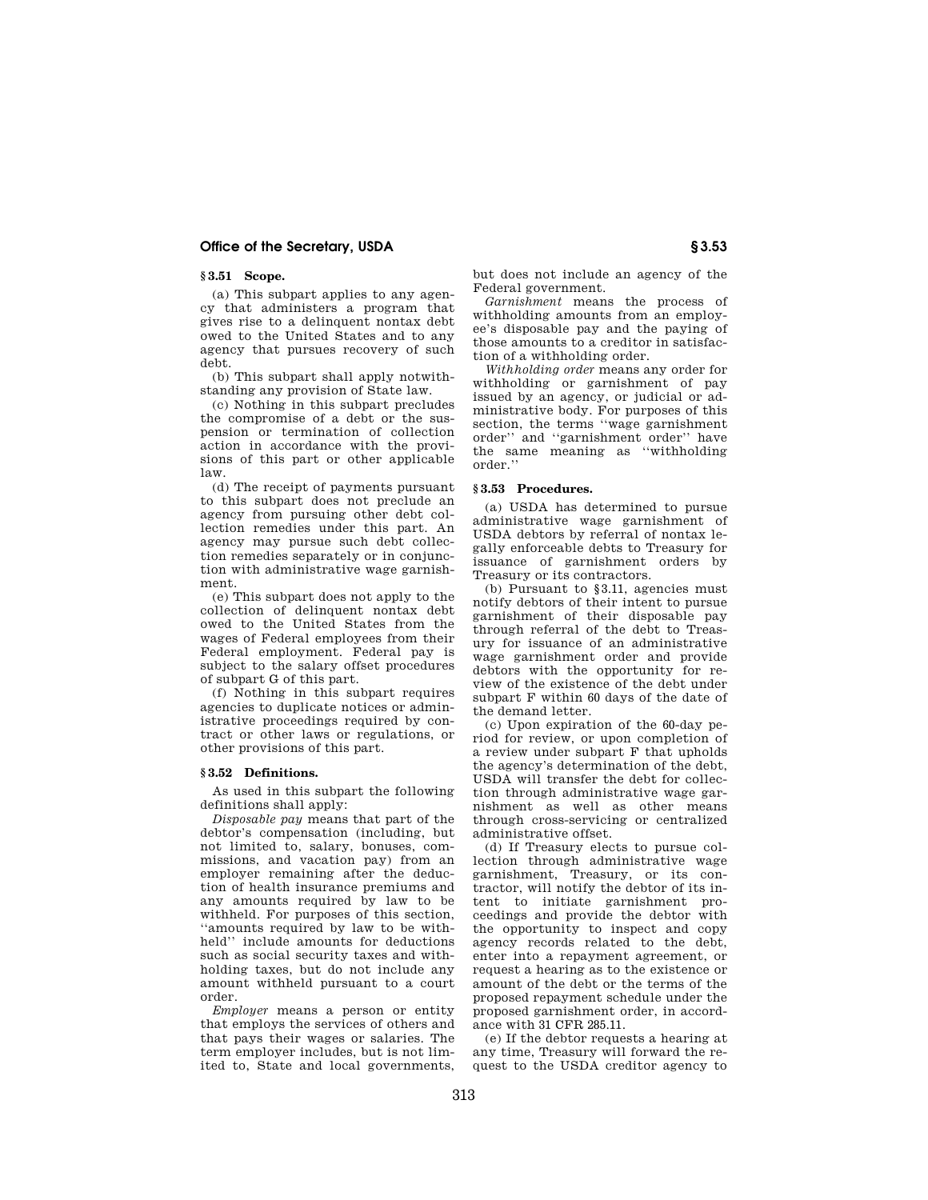### § 3.51 Scope.

(a) This subpart applies to any agency that administers a program that gives rise to a delinquent nontax debt owed to the United States and to any agency that pursues recovery of such debt.

(b) This subpart shall apply notwithstanding any provision of State law.

(c) Nothing in this subpart precludes the compromise of a debt or the suspension or termination of collection action in accordance with the provisions of this part or other applicable law.

(d) The receipt of payments pursuant to this subpart does not preclude an agency from pursuing other debt collection remedies under this part. An agency may pursue such debt collection remedies separately or in conjunction with administrative wage garnishment.

(e) This subpart does not apply to the collection of delinquent nontax debt owed to the United States from the wages of Federal employees from their Federal employment. Federal pay is subject to the salary offset procedures of subpart G of this part.

(f) Nothing in this subpart requires agencies to duplicate notices or administrative proceedings required by contract or other laws or regulations, or other provisions of this part.

### § 3.52 Definitions.

As used in this subpart the following definitions shall apply:

*Disposable pay* means that part of the debtor's compensation (including, but not limited to, salary, bonuses, commissions, and vacation pay) from an employer remaining after the deduction of health insurance premiums and any amounts required by law to be withheld. For purposes of this section, ''amounts required by law to be withheld'' include amounts for deductions such as social security taxes and withholding taxes, but do not include any amount withheld pursuant to a court order.

*Employer* means a person or entity that employs the services of others and that pays their wages or salaries. The term employer includes, but is not limited to, State and local governments, but does not include an agency of the Federal government.

*Garnishment* means the process of withholding amounts from an employee's disposable pay and the paying of those amounts to a creditor in satisfaction of a withholding order.

*Withholding order* means any order for withholding or garnishment of pay issued by an agency, or judicial or administrative body. For purposes of this section, the terms ''wage garnishment order'' and ''garnishment order'' have the same meaning as ''withholding order.''

### § 3.53 Procedures.

(a) USDA has determined to pursue administrative wage garnishment of USDA debtors by referral of nontax legally enforceable debts to Treasury for issuance of garnishment orders by Treasury or its contractors.

(b) Pursuant to §3.11, agencies must notify debtors of their intent to pursue garnishment of their disposable pay through referral of the debt to Treasury for issuance of an administrative wage garnishment order and provide debtors with the opportunity for review of the existence of the debt under subpart F within 60 days of the date of the demand letter.

(c) Upon expiration of the 60-day period for review, or upon completion of a review under subpart F that upholds the agency's determination of the debt, USDA will transfer the debt for collection through administrative wage garnishment as well as other means through cross-servicing or centralized administrative offset.

(d) If Treasury elects to pursue collection through administrative wage garnishment, Treasury, or its contractor, will notify the debtor of its intent to initiate garnishment proceedings and provide the debtor with the opportunity to inspect and copy agency records related to the debt, enter into a repayment agreement, or request a hearing as to the existence or amount of the debt or the terms of the proposed repayment schedule under the proposed garnishment order, in accordance with 31 CFR 285.11.

(e) If the debtor requests a hearing at any time, Treasury will forward the request to the USDA creditor agency to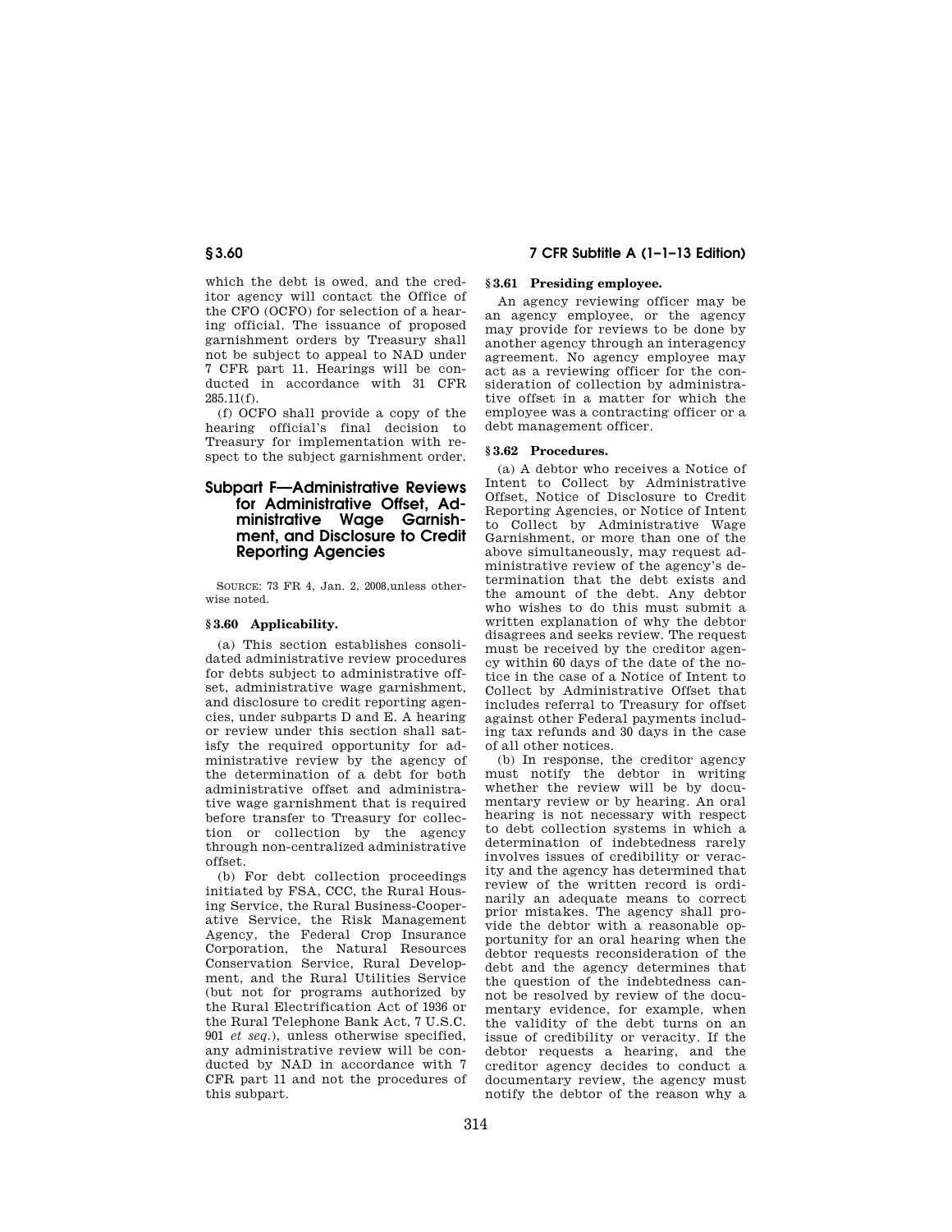which the debt is owed, and the creditor agency will contact the Office of the CFO (OCFO) for selection of a hearing official. The issuance of proposed garnishment orders by Treasury shall not be subject to appeal to NAD under 7 CFR part 11. Hearings will be conducted in accordance with 31 CFR 285.11(f).

(f) OCFO shall provide a copy of the hearing official's final decision to Treasury for implementation with respect to the subject garnishment order.

## Subpart F—Administrative Reviews for Administrative Offset, Administrative Wage Garnishment, and Disclosure to Credit Reporting Agencies

SOURCE: 73 FR 4, Jan. 2, 2008,unless otherwise noted.

### § 3.60 Applicability.

(a) This section establishes consolidated administrative review procedures for debts subject to administrative offset, administrative wage garnishment, and disclosure to credit reporting agencies, under subparts D and E. A hearing or review under this section shall satisfy the required opportunity for administrative review by the agency of the determination of a debt for both administrative offset and administrative wage garnishment that is required before transfer to Treasury for collection or collection by the agency through non-centralized administrative offset.

(b) For debt collection proceedings initiated by FSA, CCC, the Rural Housing Service, the Rural Business-Cooperative Service, the Risk Management Agency, the Federal Crop Insurance Corporation, the Natural Resources Conservation Service, Rural Development, and the Rural Utilities Service (but not for programs authorized by the Rural Electrification Act of 1936 or the Rural Telephone Bank Act, 7 U.S.C. 901 *et seq.*), unless otherwise specified, any administrative review will be conducted by NAD in accordance with 7 CFR part 11 and not the procedures of this subpart.

### § 3.61 Presiding employee.

An agency reviewing officer may be an agency employee, or the agency may provide for reviews to be done by another agency through an interagency agreement. No agency employee may act as a reviewing officer for the consideration of collection by administrative offset in a matter for which the employee was a contracting officer or a debt management officer.

### § 3.62 Procedures.

(a) A debtor who receives a Notice of Intent to Collect by Administrative Offset, Notice of Disclosure to Credit Reporting Agencies, or Notice of Intent to Collect by Administrative Wage Garnishment, or more than one of the above simultaneously, may request administrative review of the agency's determination that the debt exists and the amount of the debt. Any debtor who wishes to do this must submit a written explanation of why the debtor disagrees and seeks review. The request must be received by the creditor agency within 60 days of the date of the notice in the case of a Notice of Intent to Collect by Administrative Offset that includes referral to Treasury for offset against other Federal payments including tax refunds and 30 days in the case of all other notices.

(b) In response, the creditor agency must notify the debtor in writing whether the review will be by documentary review or by hearing. An oral hearing is not necessary with respect to debt collection systems in which a determination of indebtedness rarely involves issues of credibility or veracity and the agency has determined that review of the written record is ordinarily an adequate means to correct prior mistakes. The agency shall provide the debtor with a reasonable opportunity for an oral hearing when the debtor requests reconsideration of the debt and the agency determines that the question of the indebtedness cannot be resolved by review of the documentary evidence, for example, when the validity of the debt turns on an issue of credibility or veracity. If the debtor requests a hearing, and the creditor agency decides to conduct a documentary review, the agency must notify the debtor of the reason why a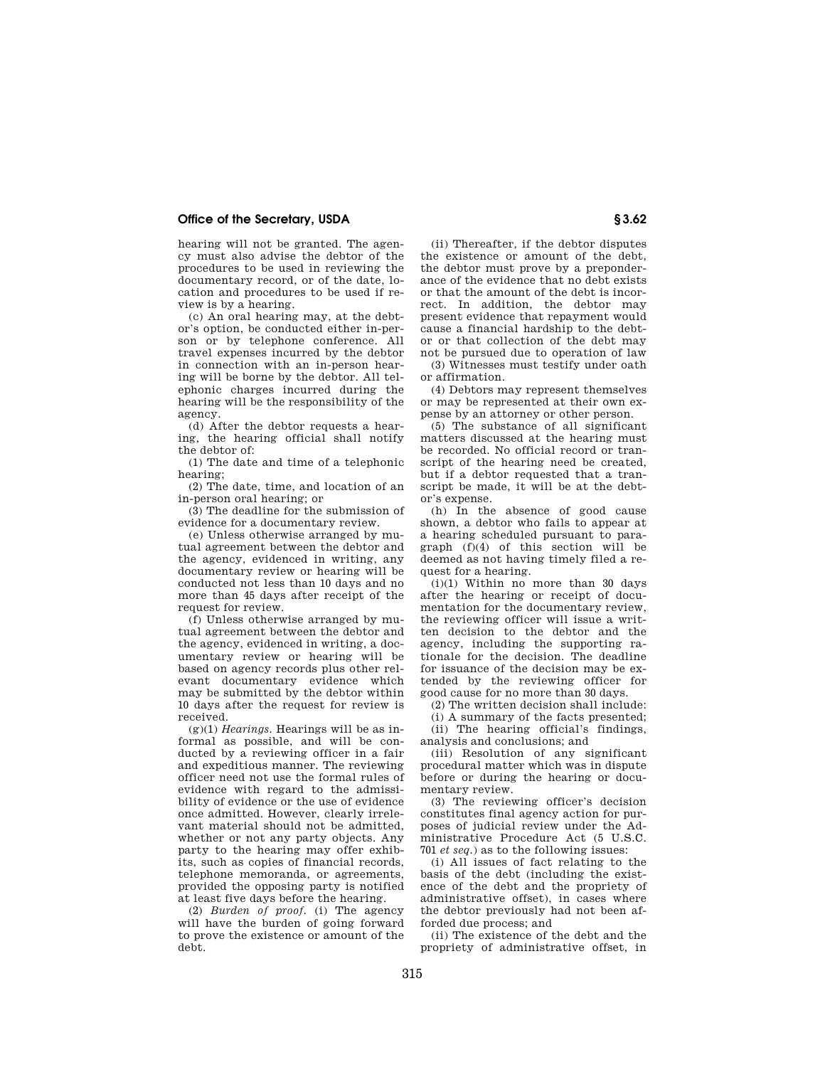hearing will not be granted. The agency must also advise the debtor of the procedures to be used in reviewing the documentary record, or of the date, location and procedures to be used if review is by a hearing.

(c) An oral hearing may, at the debtor's option, be conducted either in-person or by telephone conference. All travel expenses incurred by the debtor in connection with an in-person hearing will be borne by the debtor. All telephonic charges incurred during the hearing will be the responsibility of the agency.

(d) After the debtor requests a hearing, the hearing official shall notify the debtor of:

(1) The date and time of a telephonic hearing;

(2) The date, time, and location of an in-person oral hearing; or

(3) The deadline for the submission of evidence for a documentary review.

(e) Unless otherwise arranged by mutual agreement between the debtor and the agency, evidenced in writing, any documentary review or hearing will be conducted not less than 10 days and no more than 45 days after receipt of the request for review.

(f) Unless otherwise arranged by mutual agreement between the debtor and the agency, evidenced in writing, a documentary review or hearing will be based on agency records plus other relevant documentary evidence which may be submitted by the debtor within 10 days after the request for review is received.

(g)(1) *Hearings.* Hearings will be as informal as possible, and will be conducted by a reviewing officer in a fair and expeditious manner. The reviewing officer need not use the formal rules of evidence with regard to the admissibility of evidence or the use of evidence once admitted. However, clearly irrelevant material should not be admitted, whether or not any party objects. Any party to the hearing may offer exhibits, such as copies of financial records, telephone memoranda, or agreements, provided the opposing party is notified at least five days before the hearing.

(2) *Burden of proof.* (i) The agency will have the burden of going forward to prove the existence or amount of the debt.

(ii) Thereafter, if the debtor disputes the existence or amount of the debt, the debtor must prove by a preponderance of the evidence that no debt exists or that the amount of the debt is incorrect. In addition, the debtor may present evidence that repayment would cause a financial hardship to the debtor or that collection of the debt may not be pursued due to operation of law

(3) Witnesses must testify under oath or affirmation.

(4) Debtors may represent themselves or may be represented at their own expense by an attorney or other person.

(5) The substance of all significant matters discussed at the hearing must be recorded. No official record or transcript of the hearing need be created, but if a debtor requested that a transcript be made, it will be at the debtor's expense.

(h) In the absence of good cause shown, a debtor who fails to appear at a hearing scheduled pursuant to paragraph (f)(4) of this section will be deemed as not having timely filed a request for a hearing.

(i)(1) Within no more than 30 days after the hearing or receipt of documentation for the documentary review, the reviewing officer will issue a written decision to the debtor and the agency, including the supporting rationale for the decision. The deadline for issuance of the decision may be extended by the reviewing officer for good cause for no more than 30 days.

(2) The written decision shall include:

(i) A summary of the facts presented;

(ii) The hearing official's findings, analysis and conclusions; and

(iii) Resolution of any significant procedural matter which was in dispute before or during the hearing or documentary review.

(3) The reviewing officer's decision constitutes final agency action for purposes of judicial review under the Administrative Procedure Act (5 U.S.C. 701 *et seq.*) as to the following issues:

(i) All issues of fact relating to the basis of the debt (including the existence of the debt and the propriety of administrative offset), in cases where the debtor previously had not been afforded due process; and

(ii) The existence of the debt and the propriety of administrative offset, in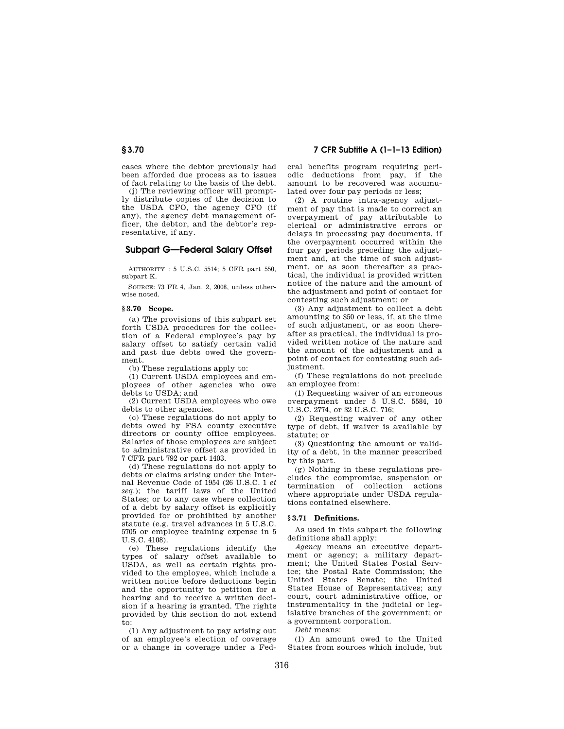cases where the debtor previously had been afforded due process as to issues of fact relating to the basis of the debt.

(j) The reviewing officer will promptly distribute copies of the decision to the USDA CFO, the agency CFO (if any), the agency debt management officer, the debtor, and the debtor's representative, if any.

## Subpart G—Federal Salary Offset

AUTHORITY : 5 U.S.C. 5514; 5 CFR part 550, subpart K.

SOURCE: 73 FR 4, Jan. 2, 2008, unless otherwise noted.

### § 3.70 Scope.

(a) The provisions of this subpart set forth USDA procedures for the collection of a Federal employee's pay by salary offset to satisfy certain valid and past due debts owed the government.

(b) These regulations apply to:

(1) Current USDA employees and employees of other agencies who owe debts to USDA; and

(2) Current USDA employees who owe debts to other agencies.

(c) These regulations do not apply to debts owed by FSA county executive directors or county office employees. Salaries of those employees are subject to administrative offset as provided in 7 CFR part 792 or part 1403.

(d) These regulations do not apply to debts or claims arising under the Internal Revenue Code of 1954 (26 U.S.C. 1 *et seq.*); the tariff laws of the United States; or to any case where collection of a debt by salary offset is explicitly provided for or prohibited by another statute (e.g. travel advances in 5 U.S.C. 5705 or employee training expense in 5 U.S.C. 4108).

(e) These regulations identify the types of salary offset available to USDA, as well as certain rights provided to the employee, which include a written notice before deductions begin and the opportunity to petition for a hearing and to receive a written decision if a hearing is granted. The rights provided by this section do not extend to:

(1) Any adjustment to pay arising out of an employee's election of coverage or a change in coverage under a Federal benefits program requiring periodic deductions from pay, if the amount to be recovered was accumulated over four pay periods or less;

(2) A routine intra-agency adjustment of pay that is made to correct an overpayment of pay attributable to clerical or administrative errors or delays in processing pay documents, if the overpayment occurred within the four pay periods preceding the adjustment and, at the time of such adjustment, or as soon thereafter as practical, the individual is provided written notice of the nature and the amount of the adjustment and point of contact for contesting such adjustment; or

(3) Any adjustment to collect a debt amounting to $50 or less, if, at the time of such adjustment, or as soon thereafter as practical, the individual is provided written notice of the nature and the amount of the adjustment and a point of contact for contesting such adjustment.

(f) These regulations do not preclude an employee from:

(1) Requesting waiver of an erroneous overpayment under 5 U.S.C. 5584, 10 U.S.C. 2774, or 32 U.S.C. 716;

(2) Requesting waiver of any other type of debt, if waiver is available by statute; or

(3) Questioning the amount or validity of a debt, in the manner prescribed by this part.

(g) Nothing in these regulations precludes the compromise, suspension or termination of collection actions where appropriate under USDA regulations contained elsewhere.

### § 3.71 Definitions.

As used in this subpart the following definitions shall apply:

*Agency* means an executive department or agency; a military department; the United States Postal Service; the Postal Rate Commission; the United States Senate; the United States House of Representatives; any court, court administrative office, or instrumentality in the judicial or legislative branches of the government; or a government corporation.

*Debt* means:

(1) An amount owed to the United States from sources which include, but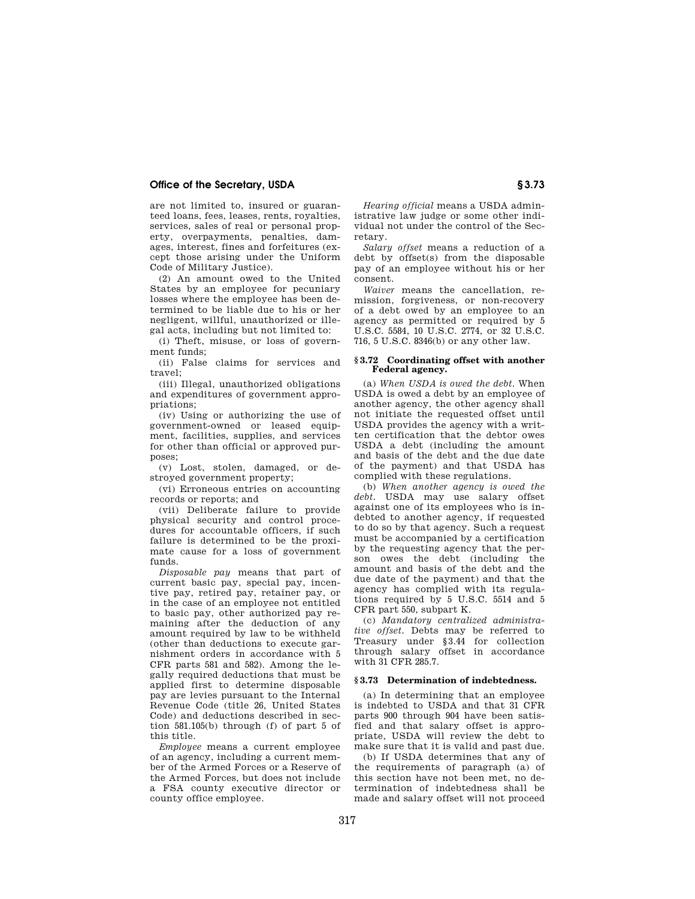are not limited to, insured or guaranteed loans, fees, leases, rents, royalties, services, sales of real or personal property, overpayments, penalties, damages, interest, fines and forfeitures (except those arising under the Uniform Code of Military Justice).

(2) An amount owed to the United States by an employee for pecuniary losses where the employee has been determined to be liable due to his or her negligent, willful, unauthorized or illegal acts, including but not limited to:

(i) Theft, misuse, or loss of government funds;

(ii) False claims for services and travel;

(iii) Illegal, unauthorized obligations and expenditures of government appropriations;

(iv) Using or authorizing the use of government-owned or leased equipment, facilities, supplies, and services for other than official or approved purposes;

(v) Lost, stolen, damaged, or destroyed government property;

(vi) Erroneous entries on accounting records or reports; and

(vii) Deliberate failure to provide physical security and control procedures for accountable officers, if such failure is determined to be the proximate cause for a loss of government funds.

*Disposable pay* means that part of current basic pay, special pay, incentive pay, retired pay, retainer pay, or in the case of an employee not entitled to basic pay, other authorized pay remaining after the deduction of any amount required by law to be withheld (other than deductions to execute garnishment orders in accordance with 5 CFR parts 581 and 582). Among the legally required deductions that must be applied first to determine disposable pay are levies pursuant to the Internal Revenue Code (title 26, United States Code) and deductions described in section 581.105(b) through (f) of part 5 of this title.

*Employee* means a current employee of an agency, including a current member of the Armed Forces or a Reserve of the Armed Forces, but does not include a FSA county executive director or county office employee.

*Hearing official* means a USDA administrative law judge or some other individual not under the control of the Secretary.

*Salary offset* means a reduction of a debt by offset(s) from the disposable pay of an employee without his or her consent.

*Waiver* means the cancellation, remission, forgiveness, or non-recovery of a debt owed by an employee to an agency as permitted or required by 5 U.S.C. 5584, 10 U.S.C. 2774, or 32 U.S.C. 716, 5 U.S.C. 8346(b) or any other law.

### § 3.72 Coordinating offset with another Federal agency.

(a) *When USDA is owed the debt.* When USDA is owed a debt by an employee of another agency, the other agency shall not initiate the requested offset until USDA provides the agency with a written certification that the debtor owes USDA a debt (including the amount and basis of the debt and the due date of the payment) and that USDA has complied with these regulations.

(b) *When another agency is owed the debt.* USDA may use salary offset against one of its employees who is indebted to another agency, if requested to do so by that agency. Such a request must be accompanied by a certification by the requesting agency that the person owes the debt (including the amount and basis of the debt and the due date of the payment) and that the agency has complied with its regulations required by 5 U.S.C. 5514 and 5 CFR part 550, subpart K.

(c) *Mandatory centralized administrative offset.* Debts may be referred to Treasury under §3.44 for collection through salary offset in accordance with 31 CFR 285.7.

### § 3.73 Determination of indebtedness.

(a) In determining that an employee is indebted to USDA and that 31 CFR parts 900 through 904 have been satisfied and that salary offset is appropriate, USDA will review the debt to make sure that it is valid and past due.

(b) If USDA determines that any of the requirements of paragraph (a) of this section have not been met, no determination of indebtedness shall be made and salary offset will not proceed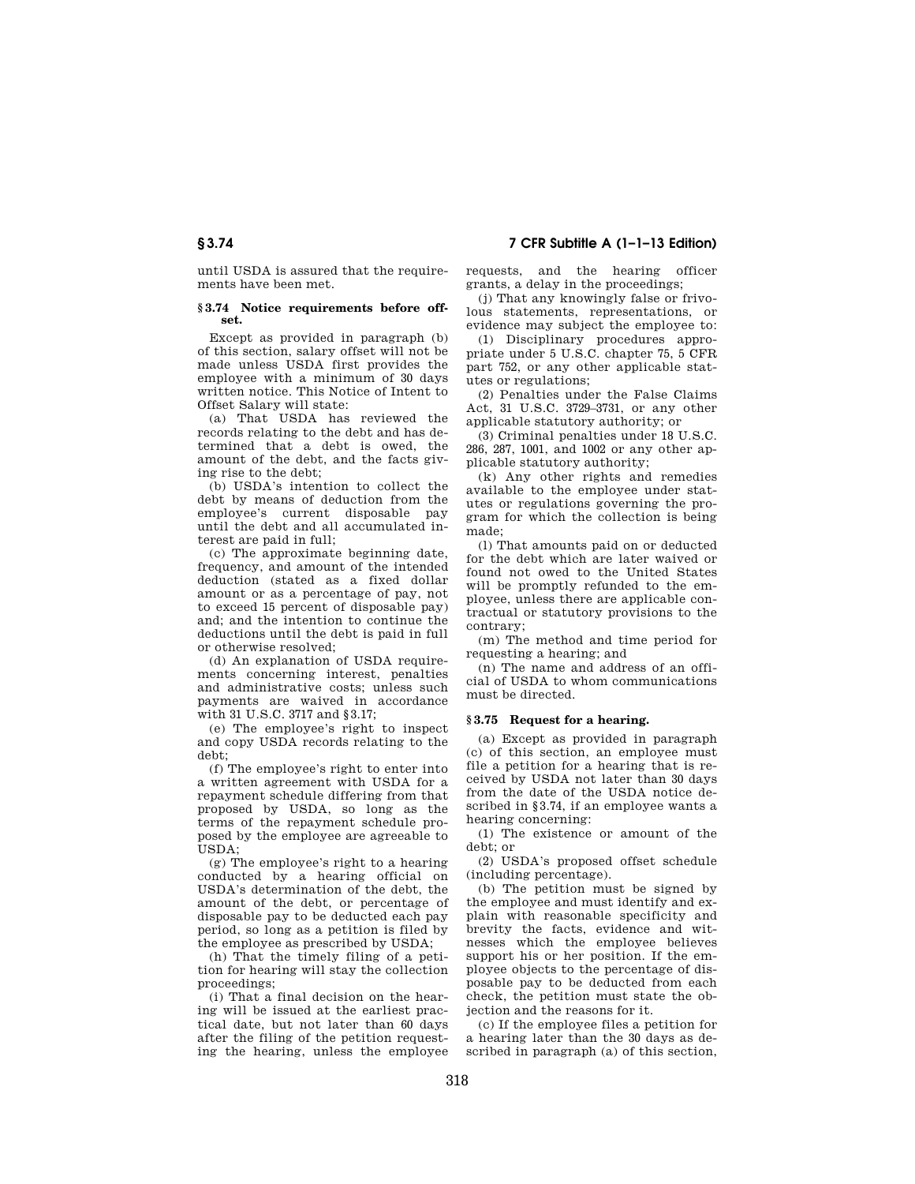until USDA is assured that the requirements have been met.

### § 3.74 Notice requirements before offset.

Except as provided in paragraph (b) of this section, salary offset will not be made unless USDA first provides the employee with a minimum of 30 days written notice. This Notice of Intent to Offset Salary will state:

(a) That USDA has reviewed the records relating to the debt and has determined that a debt is owed, the amount of the debt, and the facts giving rise to the debt;

(b) USDA's intention to collect the debt by means of deduction from the employee's current disposable pay until the debt and all accumulated interest are paid in full;

(c) The approximate beginning date, frequency, and amount of the intended deduction (stated as a fixed dollar amount or as a percentage of pay, not to exceed 15 percent of disposable pay) and; and the intention to continue the deductions until the debt is paid in full or otherwise resolved;

(d) An explanation of USDA requirements concerning interest, penalties and administrative costs; unless such payments are waived in accordance with 31 U.S.C. 3717 and §3.17;

(e) The employee's right to inspect and copy USDA records relating to the debt;

(f) The employee's right to enter into a written agreement with USDA for a repayment schedule differing from that proposed by USDA, so long as the terms of the repayment schedule proposed by the employee are agreeable to USDA;

(g) The employee's right to a hearing conducted by a hearing official on USDA's determination of the debt, the amount of the debt, or percentage of disposable pay to be deducted each pay period, so long as a petition is filed by the employee as prescribed by USDA;

(h) That the timely filing of a petition for hearing will stay the collection proceedings;

(i) That a final decision on the hearing will be issued at the earliest practical date, but not later than 60 days after the filing of the petition requesting the hearing, unless the employee requests, and the hearing officer grants, a delay in the proceedings;

(j) That any knowingly false or frivolous statements, representations, or evidence may subject the employee to:

(1) Disciplinary procedures appropriate under 5 U.S.C. chapter 75, 5 CFR part 752, or any other applicable statutes or regulations;

(2) Penalties under the False Claims Act, 31 U.S.C. 3729–3731, or any other applicable statutory authority; or

(3) Criminal penalties under 18 U.S.C. 286, 287, 1001, and 1002 or any other applicable statutory authority;

(k) Any other rights and remedies available to the employee under statutes or regulations governing the program for which the collection is being made;

(l) That amounts paid on or deducted for the debt which are later waived or found not owed to the United States will be promptly refunded to the employee, unless there are applicable contractual or statutory provisions to the contrary;

(m) The method and time period for requesting a hearing; and

(n) The name and address of an official of USDA to whom communications must be directed.

### § 3.75 Request for a hearing.

(a) Except as provided in paragraph (c) of this section, an employee must file a petition for a hearing that is received by USDA not later than 30 days from the date of the USDA notice described in §3.74, if an employee wants a hearing concerning:

(1) The existence or amount of the debt; or

(2) USDA's proposed offset schedule (including percentage).

(b) The petition must be signed by the employee and must identify and explain with reasonable specificity and brevity the facts, evidence and witnesses which the employee believes support his or her position. If the employee objects to the percentage of disposable pay to be deducted from each check, the petition must state the objection and the reasons for it.

(c) If the employee files a petition for a hearing later than the 30 days as described in paragraph (a) of this section,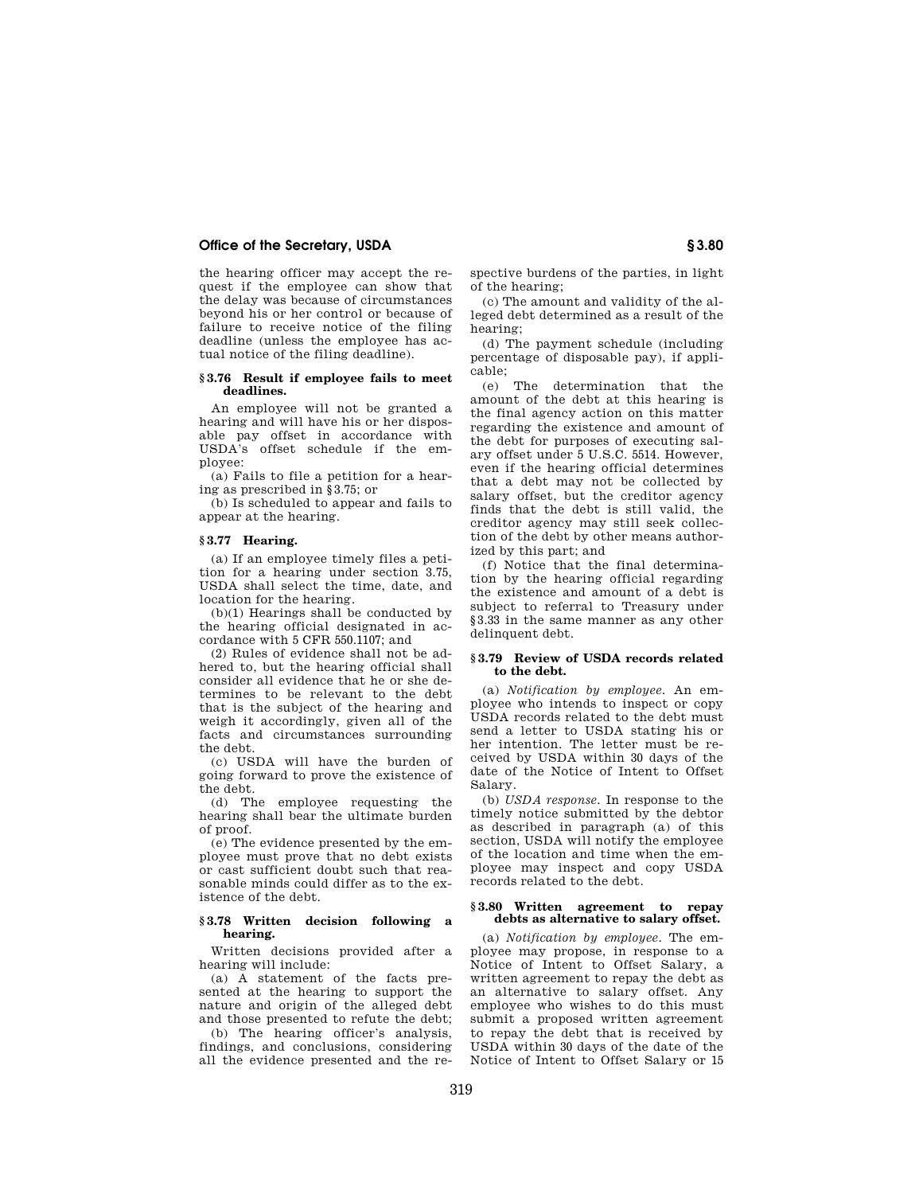the hearing officer may accept the request if the employee can show that the delay was because of circumstances beyond his or her control or because of failure to receive notice of the filing deadline (unless the employee has actual notice of the filing deadline).

### § 3.76 Result if employee fails to meet deadlines.

An employee will not be granted a hearing and will have his or her disposable pay offset in accordance with USDA's offset schedule if the employee:

(a) Fails to file a petition for a hearing as prescribed in § 3.75; or

(b) Is scheduled to appear and fails to appear at the hearing.

### § 3.77 Hearing.

(a) If an employee timely files a petition for a hearing under section 3.75, USDA shall select the time, date, and location for the hearing.

(b)(1) Hearings shall be conducted by the hearing official designated in accordance with 5 CFR 550.1107; and

(2) Rules of evidence shall not be adhered to, but the hearing official shall consider all evidence that he or she determines to be relevant to the debt that is the subject of the hearing and weigh it accordingly, given all of the facts and circumstances surrounding the debt.

(c) USDA will have the burden of going forward to prove the existence of the debt.

(d) The employee requesting the hearing shall bear the ultimate burden of proof.

(e) The evidence presented by the employee must prove that no debt exists or cast sufficient doubt such that reasonable minds could differ as to the existence of the debt.

### § 3.78 Written decision following a hearing.

Written decisions provided after a hearing will include:

(a) A statement of the facts presented at the hearing to support the nature and origin of the alleged debt and those presented to refute the debt;

(b) The hearing officer's analysis, findings, and conclusions, considering all the evidence presented and the respective burdens of the parties, in light of the hearing;

(c) The amount and validity of the alleged debt determined as a result of the hearing;

(d) The payment schedule (including percentage of disposable pay), if applicable;

(e) The determination that the amount of the debt at this hearing is the final agency action on this matter regarding the existence and amount of the debt for purposes of executing salary offset under 5 U.S.C. 5514. However, even if the hearing official determines that a debt may not be collected by salary offset, but the creditor agency finds that the debt is still valid, the creditor agency may still seek collection of the debt by other means authorized by this part; and

(f) Notice that the final determination by the hearing official regarding the existence and amount of a debt is subject to referral to Treasury under § 3.33 in the same manner as any other delinquent debt.

### § 3.79 Review of USDA records related to the debt.

(a) *Notification by employee.* An employee who intends to inspect or copy USDA records related to the debt must send a letter to USDA stating his or her intention. The letter must be received by USDA within 30 days of the date of the Notice of Intent to Offset Salary.

(b) *USDA response.* In response to the timely notice submitted by the debtor as described in paragraph (a) of this section, USDA will notify the employee of the location and time when the employee may inspect and copy USDA records related to the debt.

### § 3.80 Written agreement to repay debts as alternative to salary offset.

(a) *Notification by employee.* The employee may propose, in response to a Notice of Intent to Offset Salary, a written agreement to repay the debt as an alternative to salary offset. Any employee who wishes to do this must submit a proposed written agreement to repay the debt that is received by USDA within 30 days of the date of the Notice of Intent to Offset Salary or 15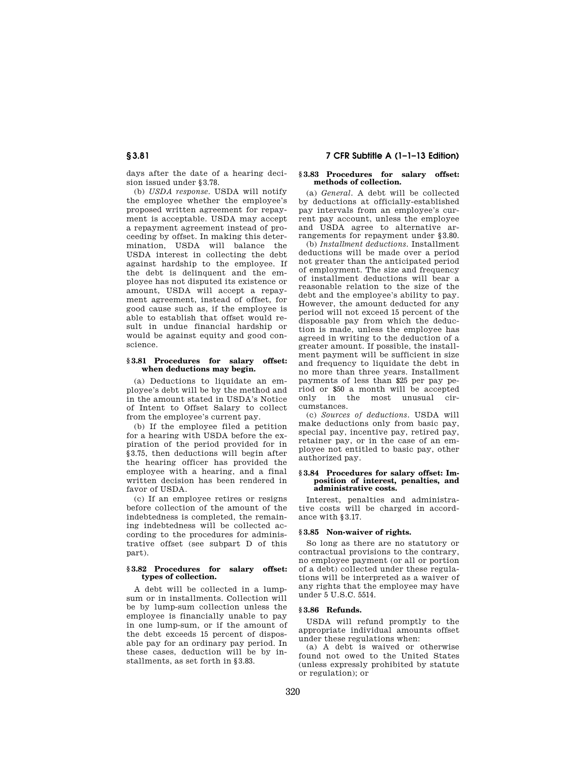days after the date of a hearing decision issued under §3.78.

(b) *USDA response.* USDA will notify the employee whether the employee's proposed written agreement for repayment is acceptable. USDA may accept a repayment agreement instead of proceeding by offset. In making this determination, USDA will balance the USDA interest in collecting the debt against hardship to the employee. If the debt is delinquent and the employee has not disputed its existence or amount, USDA will accept a repayment agreement, instead of offset, for good cause such as, if the employee is able to establish that offset would result in undue financial hardship or would be against equity and good conscience.

### §3.81 Procedures for salary offset: when deductions may begin.

(a) Deductions to liquidate an employee's debt will be by the method and in the amount stated in USDA's Notice of Intent to Offset Salary to collect from the employee's current pay.

(b) If the employee filed a petition for a hearing with USDA before the expiration of the period provided for in §3.75, then deductions will begin after the hearing officer has provided the employee with a hearing, and a final written decision has been rendered in favor of USDA.

(c) If an employee retires or resigns before collection of the amount of the indebtedness is completed, the remaining indebtedness will be collected according to the procedures for administrative offset (see subpart D of this part).

### §3.82 Procedures for salary offset: types of collection.

A debt will be collected in a lump-sum or in installments. Collection will be by lump-sum collection unless the employee is financially unable to pay in one lump-sum, or if the amount of the debt exceeds 15 percent of disposable pay for an ordinary pay period. In these cases, deduction will be by installments, as set forth in §3.83.

### §3.83 Procedures for salary offset: methods of collection.

(a) *General.* A debt will be collected by deductions at officially-established pay intervals from an employee's current pay account, unless the employee and USDA agree to alternative arrangements for repayment under §3.80.

(b) *Installment deductions.* Installment deductions will be made over a period not greater than the anticipated period of employment. The size and frequency of installment deductions will bear a reasonable relation to the size of the debt and the employee's ability to pay. However, the amount deducted for any period will not exceed 15 percent of the disposable pay from which the deduction is made, unless the employee has agreed in writing to the deduction of a greater amount. If possible, the installment payment will be sufficient in size and frequency to liquidate the debt in no more than three years. Installment payments of less than $25 per pay period or $50 a month will be accepted only in the most unusual circumstances.

(c) *Sources of deductions.* USDA will make deductions only from basic pay, special pay, incentive pay, retired pay, retainer pay, or in the case of an employee not entitled to basic pay, other authorized pay.

### §3.84 Procedures for salary offset: Imposition of interest, penalties, and administrative costs.

Interest, penalties and administrative costs will be charged in accordance with §3.17.

### §3.85 Non-waiver of rights.

So long as there are no statutory or contractual provisions to the contrary, no employee payment (or all or portion of a debt) collected under these regulations will be interpreted as a waiver of any rights that the employee may have under 5 U.S.C. 5514.

### §3.86 Refunds.

USDA will refund promptly to the appropriate individual amounts offset under these regulations when:

(a) A debt is waived or otherwise found not owed to the United States (unless expressly prohibited by statute or regulation); or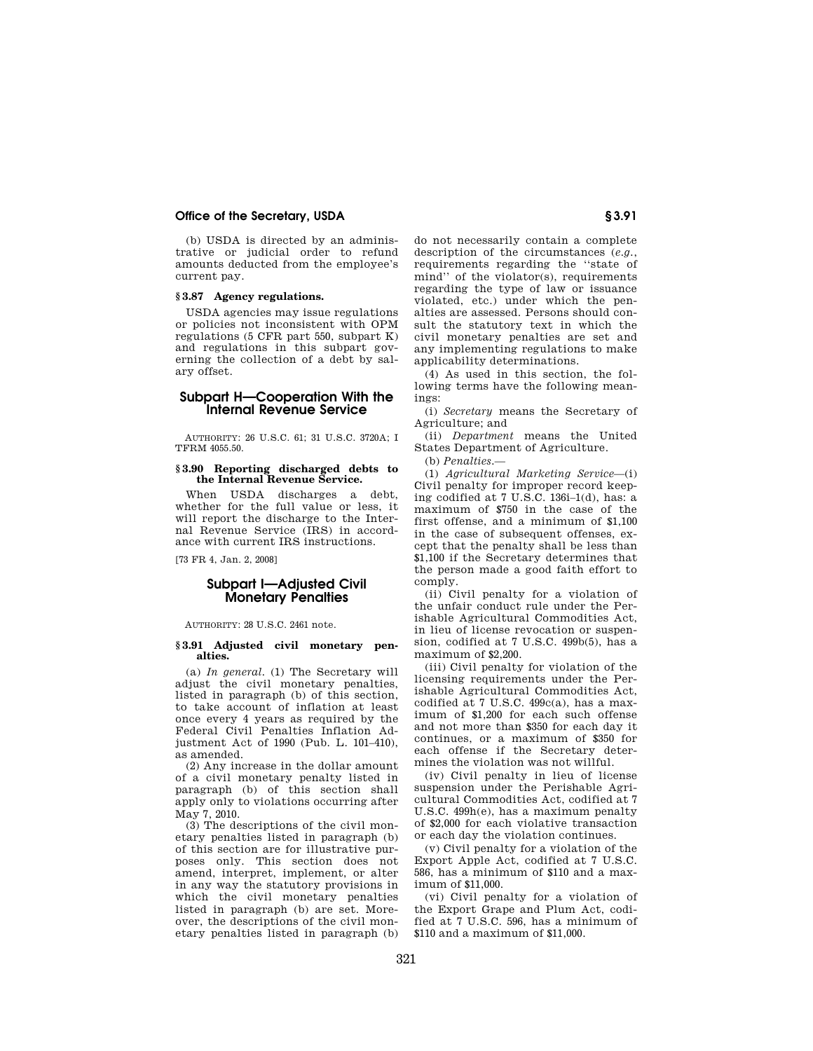(b) USDA is directed by an administrative or judicial order to refund amounts deducted from the employee's current pay.

### § 3.87 Agency regulations.

USDA agencies may issue regulations or policies not inconsistent with OPM regulations (5 CFR part 550, subpart K) and regulations in this subpart governing the collection of a debt by salary offset.

## Subpart H—Cooperation With the Internal Revenue Service

AUTHORITY: 26 U.S.C. 61; 31 U.S.C. 3720A; I TFRM 4055.50.

### § 3.90 Reporting discharged debts to the Internal Revenue Service.

When USDA discharges a debt, whether for the full value or less, it will report the discharge to the Internal Revenue Service (IRS) in accordance with current IRS instructions.

[73 FR 4, Jan. 2, 2008]

## Subpart I—Adjusted Civil Monetary Penalties

AUTHORITY: 28 U.S.C. 2461 note.

### § 3.91 Adjusted civil monetary penalties.

(a) *In general.* (1) The Secretary will adjust the civil monetary penalties, listed in paragraph (b) of this section, to take account of inflation at least once every 4 years as required by the Federal Civil Penalties Inflation Adjustment Act of 1990 (Pub. L. 101–410), as amended.

(2) Any increase in the dollar amount of a civil monetary penalty listed in paragraph (b) of this section shall apply only to violations occurring after May 7, 2010.

(3) The descriptions of the civil monetary penalties listed in paragraph (b) of this section are for illustrative purposes only. This section does not amend, interpret, implement, or alter in any way the statutory provisions in which the civil monetary penalties listed in paragraph (b) are set. Moreover, the descriptions of the civil monetary penalties listed in paragraph (b) do not necessarily contain a complete description of the circumstances (*e.g.*, requirements regarding the "state of mind" of the violator(s), requirements regarding the type of law or issuance violated, etc.) under which the penalties are assessed. Persons should consult the statutory text in which the civil monetary penalties are set and any implementing regulations to make applicability determinations.

(4) As used in this section, the following terms have the following meanings:

(i) *Secretary* means the Secretary of Agriculture; and

(ii) *Department* means the United States Department of Agriculture.

(b) *Penalties.*—

(1) *Agricultural Marketing Service*—(i) Civil penalty for improper record keeping codified at 7 U.S.C. 136i–1(d), has: a maximum of $750 in the case of the first offense, and a minimum of $1,100 in the case of subsequent offenses, except that the penalty shall be less than $1,100 if the Secretary determines that the person made a good faith effort to comply.

(ii) Civil penalty for a violation of the unfair conduct rule under the Perishable Agricultural Commodities Act, in lieu of license revocation or suspension, codified at 7 U.S.C. 499b(5), has a maximum of $2,200.

(iii) Civil penalty for violation of the licensing requirements under the Perishable Agricultural Commodities Act, codified at 7 U.S.C. 499c(a), has a maximum of $1,200 for each such offense and not more than $350 for each day it continues, or a maximum of $350 for each offense if the Secretary determines the violation was not willful.

(iv) Civil penalty in lieu of license suspension under the Perishable Agricultural Commodities Act, codified at 7 U.S.C. 499h(e), has a maximum penalty of $2,000 for each violative transaction or each day the violation continues.

(v) Civil penalty for a violation of the Export Apple Act, codified at 7 U.S.C. 586, has a minimum of $110 and a maximum of $11,000.

(vi) Civil penalty for a violation of the Export Grape and Plum Act, codified at 7 U.S.C. 596, has a minimum of $110 and a maximum of $11,000.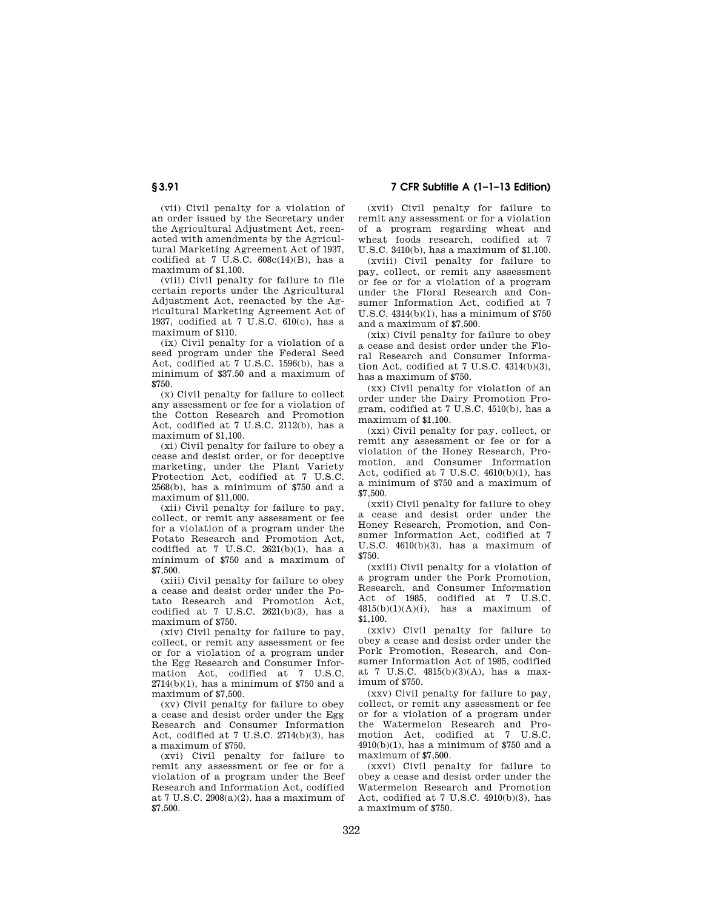(vii) Civil penalty for a violation of an order issued by the Secretary under the Agricultural Adjustment Act, reenacted with amendments by the Agricultural Marketing Agreement Act of 1937, codified at 7 U.S.C. 608c(14)(B), has a maximum of $1,100.

(viii) Civil penalty for failure to file certain reports under the Agricultural Adjustment Act, reenacted by the Agricultural Marketing Agreement Act of 1937, codified at 7 U.S.C. 610(c), has a maximum of $110.

(ix) Civil penalty for a violation of a seed program under the Federal Seed Act, codified at 7 U.S.C. 1596(b), has a minimum of $37.50 and a maximum of $750.

(x) Civil penalty for failure to collect any assessment or fee for a violation of the Cotton Research and Promotion Act, codified at 7 U.S.C. 2112(b), has a maximum of $1,100.

(xi) Civil penalty for failure to obey a cease and desist order, or for deceptive marketing, under the Plant Variety Protection Act, codified at 7 U.S.C. 2568(b), has a minimum of $750 and a maximum of $11,000.

(xii) Civil penalty for failure to pay, collect, or remit any assessment or fee for a violation of a program under the Potato Research and Promotion Act, codified at 7 U.S.C. 2621(b)(1), has a minimum of $750 and a maximum of $7,500.

(xiii) Civil penalty for failure to obey a cease and desist order under the Potato Research and Promotion Act, codified at 7 U.S.C. 2621(b)(3), has a maximum of $750.

(xiv) Civil penalty for failure to pay, collect, or remit any assessment or fee or for a violation of a program under the Egg Research and Consumer Information Act, codified at 7 U.S.C. 2714(b)(1), has a minimum of $750 and a maximum of $7,500.

(xv) Civil penalty for failure to obey a cease and desist order under the Egg Research and Consumer Information Act, codified at 7 U.S.C. 2714(b)(3), has a maximum of $750.

(xvi) Civil penalty for failure to remit any assessment or fee or for a violation of a program under the Beef Research and Information Act, codified at 7 U.S.C. 2908(a)(2), has a maximum of $7,500.

(xvii) Civil penalty for failure to remit any assessment or for a violation of a program regarding wheat and wheat foods research, codified at 7 U.S.C. 3410(b), has a maximum of $1,100.

(xviii) Civil penalty for failure to pay, collect, or remit any assessment or fee or for a violation of a program under the Floral Research and Consumer Information Act, codified at 7 U.S.C. 4314(b)(1), has a minimum of $750 and a maximum of $7,500.

(xix) Civil penalty for failure to obey a cease and desist order under the Floral Research and Consumer Information Act, codified at 7 U.S.C. 4314(b)(3), has a maximum of $750.

(xx) Civil penalty for violation of an order under the Dairy Promotion Program, codified at 7 U.S.C. 4510(b), has a maximum of $1,100.

(xxi) Civil penalty for pay, collect, or remit any assessment or fee or for a violation of the Honey Research, Promotion, and Consumer Information Act, codified at 7 U.S.C. 4610(b)(1), has a minimum of $750 and a maximum of $7,500.

(xxii) Civil penalty for failure to obey a cease and desist order under the Honey Research, Promotion, and Consumer Information Act, codified at 7 U.S.C. 4610(b)(3), has a maximum of $750.

(xxiii) Civil penalty for a violation of a program under the Pork Promotion, Research, and Consumer Information Act of 1985, codified at 7 U.S.C. 4815(b)(1)(A)(i), has a maximum of $1,100.

(xxiv) Civil penalty for failure to obey a cease and desist order under the Pork Promotion, Research, and Consumer Information Act of 1985, codified at 7 U.S.C. 4815(b)(3)(A), has a maximum of $750.

(xxv) Civil penalty for failure to pay, collect, or remit any assessment or fee or for a violation of a program under the Watermelon Research and Promotion Act, codified at 7 U.S.C. 4910(b)(1), has a minimum of $750 and a maximum of $7,500.

(xxvi) Civil penalty for failure to obey a cease and desist order under the Watermelon Research and Promotion Act, codified at 7 U.S.C. 4910(b)(3), has a maximum of $750.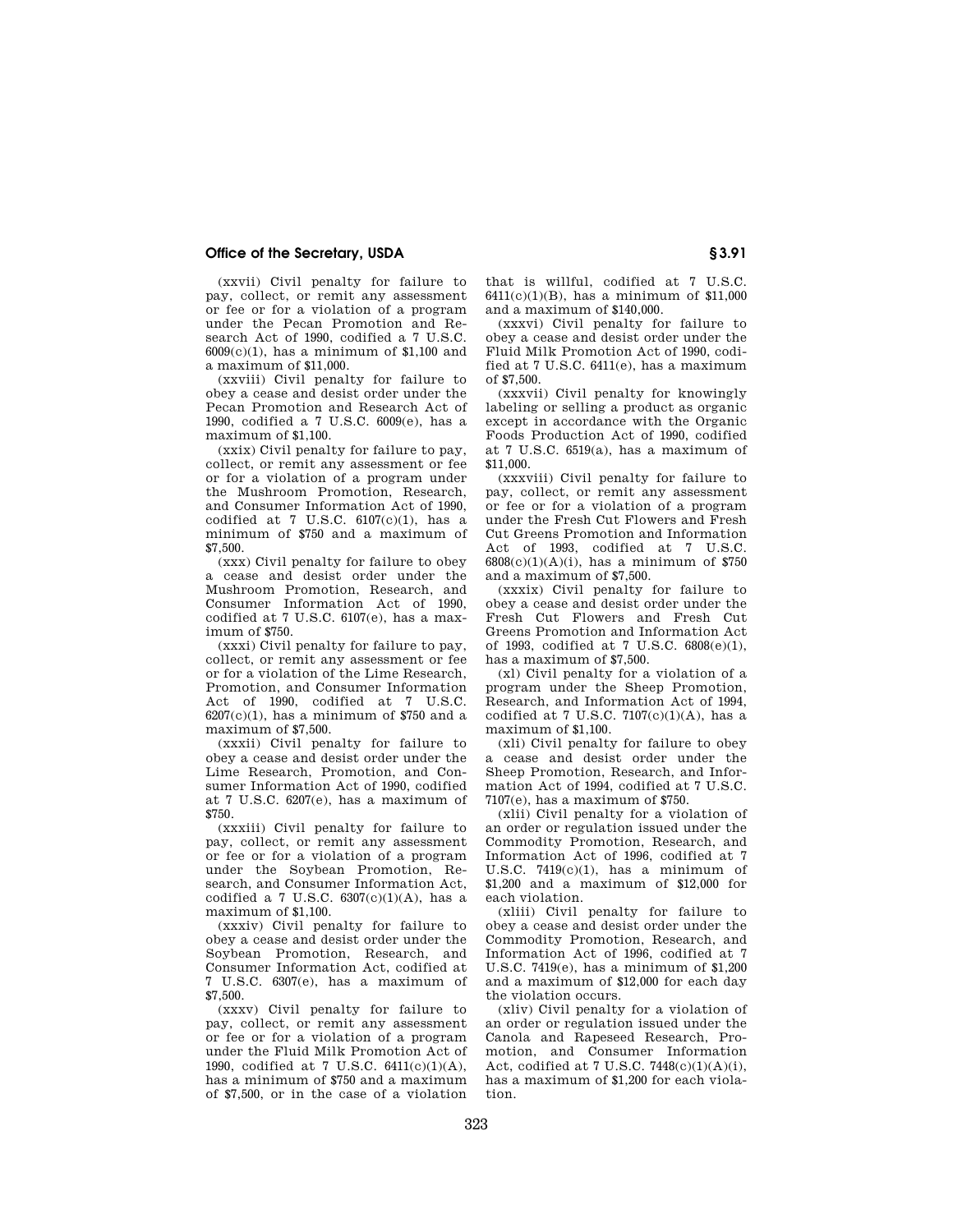(xxvii) Civil penalty for failure to pay, collect, or remit any assessment or fee or for a violation of a program under the Pecan Promotion and Research Act of 1990, codified a 7 U.S.C. 6009(c)(1), has a minimum of $1,100 and a maximum of $11,000.

(xxviii) Civil penalty for failure to obey a cease and desist order under the Pecan Promotion and Research Act of 1990, codified a 7 U.S.C. 6009(e), has a maximum of $1,100.

(xxix) Civil penalty for failure to pay, collect, or remit any assessment or fee or for a violation of a program under the Mushroom Promotion, Research, and Consumer Information Act of 1990, codified at 7 U.S.C. 6107(c)(1), has a minimum of $750 and a maximum of $7,500.

(xxx) Civil penalty for failure to obey a cease and desist order under the Mushroom Promotion, Research, and Consumer Information Act of 1990, codified at 7 U.S.C. 6107(e), has a maximum of $750.

(xxxi) Civil penalty for failure to pay, collect, or remit any assessment or fee or for a violation of the Lime Research, Promotion, and Consumer Information Act of 1990, codified at 7 U.S.C. 6207(c)(1), has a minimum of $750 and a maximum of $7,500.

(xxxii) Civil penalty for failure to obey a cease and desist order under the Lime Research, Promotion, and Consumer Information Act of 1990, codified at 7 U.S.C. 6207(e), has a maximum of $750.

(xxxiii) Civil penalty for failure to pay, collect, or remit any assessment or fee or for a violation of a program under the Soybean Promotion, Research, and Consumer Information Act, codified a 7 U.S.C. 6307(c)(1)(A), has a maximum of $1,100.

(xxxiv) Civil penalty for failure to obey a cease and desist order under the Soybean Promotion, Research, and Consumer Information Act, codified at 7 U.S.C. 6307(e), has a maximum of $7,500.

(xxxv) Civil penalty for failure to pay, collect, or remit any assessment or fee or for a violation of a program under the Fluid Milk Promotion Act of 1990, codified at 7 U.S.C. 6411(c)(1)(A), has a minimum of $750 and a maximum of $7,500, or in the case of a violation that is willful, codified at 7 U.S.C. 6411(c)(1)(B), has a minimum of $11,000 and a maximum of $140,000.

(xxxvi) Civil penalty for failure to obey a cease and desist order under the Fluid Milk Promotion Act of 1990, codified at 7 U.S.C. 6411(e), has a maximum of $7,500.

(xxxvii) Civil penalty for knowingly labeling or selling a product as organic except in accordance with the Organic Foods Production Act of 1990, codified at 7 U.S.C. 6519(a), has a maximum of $11,000.

(xxxviii) Civil penalty for failure to pay, collect, or remit any assessment or fee or for a violation of a program under the Fresh Cut Flowers and Fresh Cut Greens Promotion and Information Act of 1993, codified at 7 U.S.C. 6808(c)(1)(A)(i), has a minimum of $750 and a maximum of $7,500.

(xxxix) Civil penalty for failure to obey a cease and desist order under the Fresh Cut Flowers and Fresh Cut Greens Promotion and Information Act of 1993, codified at 7 U.S.C. 6808(e)(1), has a maximum of $7,500.

(xl) Civil penalty for a violation of a program under the Sheep Promotion, Research, and Information Act of 1994, codified at 7 U.S.C. 7107(c)(1)(A), has a maximum of $1,100.

(xli) Civil penalty for failure to obey a cease and desist order under the Sheep Promotion, Research, and Information Act of 1994, codified at 7 U.S.C. 7107(e), has a maximum of $750.

(xlii) Civil penalty for a violation of an order or regulation issued under the Commodity Promotion, Research, and Information Act of 1996, codified at 7 U.S.C. 7419(c)(1), has a minimum of $1,200 and a maximum of $12,000 for each violation.

(xliii) Civil penalty for failure to obey a cease and desist order under the Commodity Promotion, Research, and Information Act of 1996, codified at 7 U.S.C. 7419(e), has a minimum of $1,200 and a maximum of $12,000 for each day the violation occurs.

(xliv) Civil penalty for a violation of an order or regulation issued under the Canola and Rapeseed Research, Promotion, and Consumer Information Act, codified at 7 U.S.C. 7448(c)(1)(A)(i), has a maximum of $1,200 for each violation.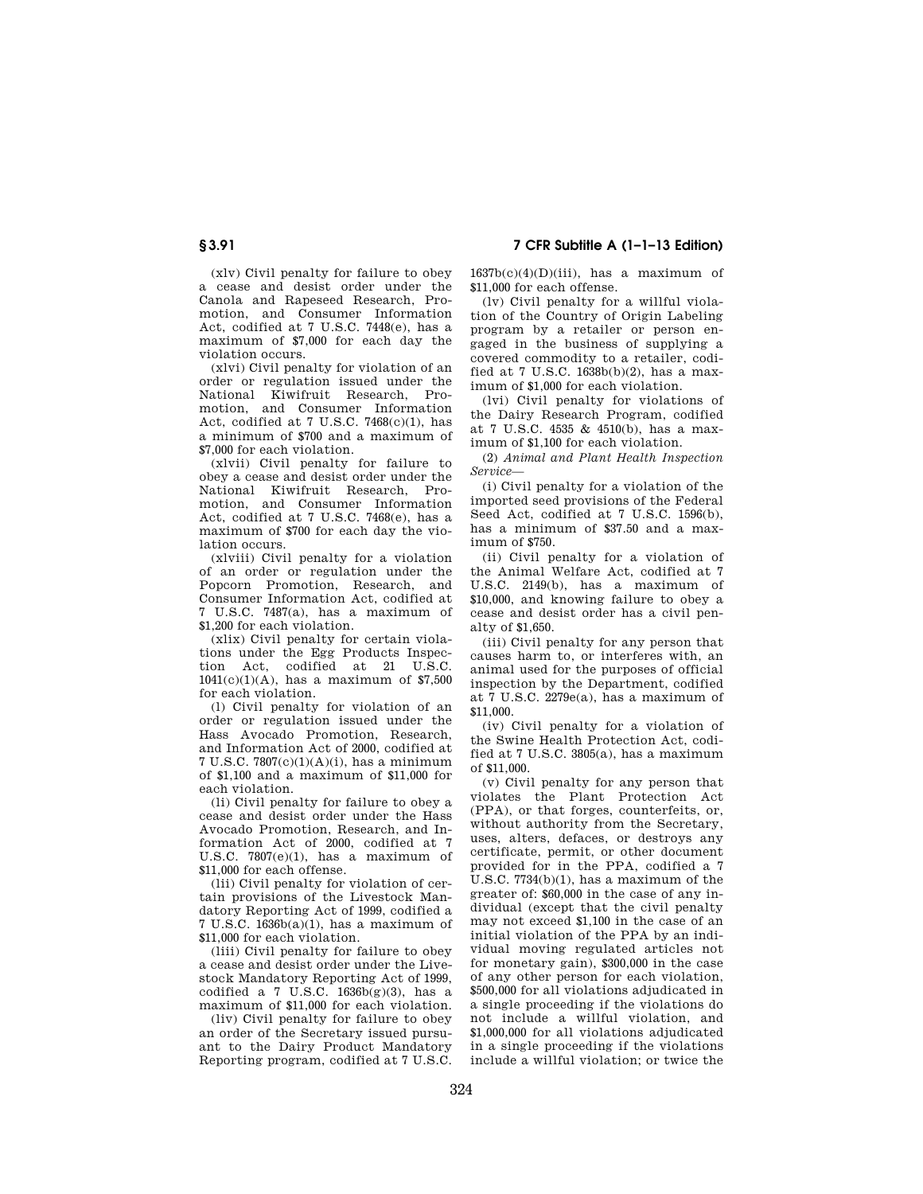(xlv) Civil penalty for failure to obey a cease and desist order under the Canola and Rapeseed Research, Promotion, and Consumer Information Act, codified at 7 U.S.C. 7448(e), has a maximum of $7,000 for each day the violation occurs.

(xlvi) Civil penalty for violation of an order or regulation issued under the National Kiwifruit Research, Promotion, and Consumer Information Act, codified at 7 U.S.C. 7468(c)(1), has a minimum of $700 and a maximum of $7,000 for each violation.

(xlvii) Civil penalty for failure to obey a cease and desist order under the National Kiwifruit Research, Promotion, and Consumer Information Act, codified at 7 U.S.C. 7468(e), has a maximum of $700 for each day the violation occurs.

(xlviii) Civil penalty for a violation of an order or regulation under the Popcorn Promotion, Research, and Consumer Information Act, codified at 7 U.S.C. 7487(a), has a maximum of $1,200 for each violation.

(xlix) Civil penalty for certain violations under the Egg Products Inspection Act, codified at 21 U.S.C. 1041(c)(1)(A), has a maximum of $7,500 for each violation.

(l) Civil penalty for violation of an order or regulation issued under the Hass Avocado Promotion, Research, and Information Act of 2000, codified at 7 U.S.C. 7807(c)(1)(A)(i), has a minimum of $1,100 and a maximum of $11,000 for each violation.

(li) Civil penalty for failure to obey a cease and desist order under the Hass Avocado Promotion, Research, and Information Act of 2000, codified at 7 U.S.C. 7807(e)(1), has a maximum of $11,000 for each offense.

(lii) Civil penalty for violation of certain provisions of the Livestock Mandatory Reporting Act of 1999, codified a 7 U.S.C. 1636b(a)(1), has a maximum of $11,000 for each violation.

(liii) Civil penalty for failure to obey a cease and desist order under the Livestock Mandatory Reporting Act of 1999, codified a 7 U.S.C. 1636b(g)(3), has a maximum of $11,000 for each violation.

(liv) Civil penalty for failure to obey an order of the Secretary issued pursuant to the Dairy Product Mandatory Reporting program, codified at 7 U.S.C. 1637b(c)(4)(D)(iii), has a maximum of $11,000 for each offense.

(lv) Civil penalty for a willful violation of the Country of Origin Labeling program by a retailer or person engaged in the business of supplying a covered commodity to a retailer, codified at 7 U.S.C. 1638b(b)(2), has a maximum of $1,000 for each violation.

(lvi) Civil penalty for violations of the Dairy Research Program, codified at 7 U.S.C. 4535 & 4510(b), has a maximum of $1,100 for each violation.

(2) *Animal and Plant Health Inspection Service*—

(i) Civil penalty for a violation of the imported seed provisions of the Federal Seed Act, codified at 7 U.S.C. 1596(b), has a minimum of $37.50 and a maximum of $750.

(ii) Civil penalty for a violation of the Animal Welfare Act, codified at 7 U.S.C. 2149(b), has a maximum of $10,000, and knowing failure to obey a cease and desist order has a civil penalty of $1,650.

(iii) Civil penalty for any person that causes harm to, or interferes with, an animal used for the purposes of official inspection by the Department, codified at 7 U.S.C. 2279e(a), has a maximum of $11,000.

(iv) Civil penalty for a violation of the Swine Health Protection Act, codified at 7 U.S.C. 3805(a), has a maximum of $11,000.

(v) Civil penalty for any person that violates the Plant Protection Act (PPA), or that forges, counterfeits, or, without authority from the Secretary, uses, alters, defaces, or destroys any certificate, permit, or other document provided for in the PPA, codified a 7 U.S.C. 7734(b)(1), has a maximum of the greater of: $60,000 in the case of any individual (except that the civil penalty may not exceed $1,100 in the case of an initial violation of the PPA by an individual moving regulated articles not for monetary gain), $300,000 in the case of any other person for each violation, $500,000 for all violations adjudicated in a single proceeding if the violations do not include a willful violation, and $1,000,000 for all violations adjudicated in a single proceeding if the violations include a willful violation; or twice the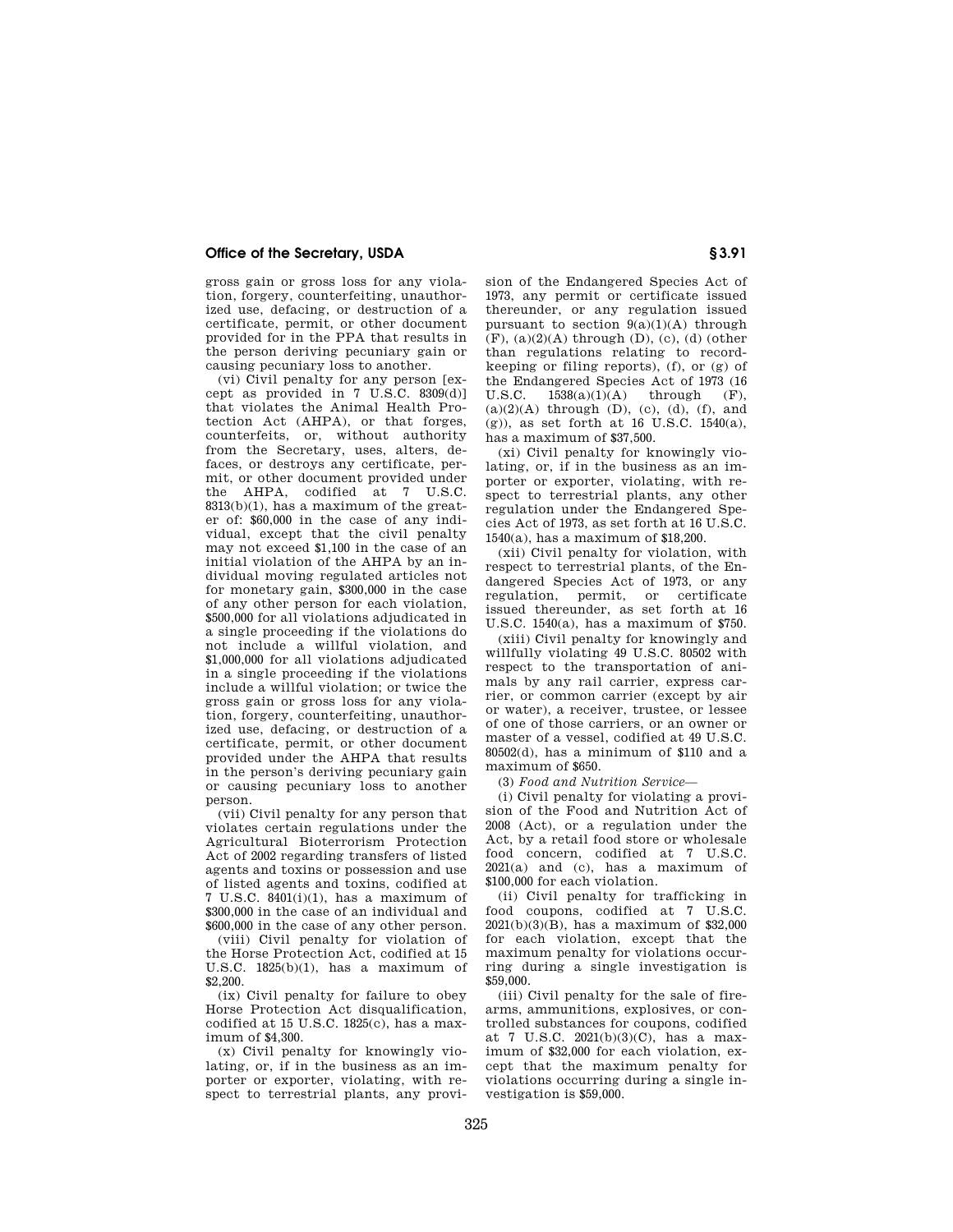gross gain or gross loss for any violation, forgery, counterfeiting, unauthorized use, defacing, or destruction of a certificate, permit, or other document provided for in the PPA that results in the person deriving pecuniary gain or causing pecuniary loss to another.

(vi) Civil penalty for any person [except as provided in 7 U.S.C. 8309(d)] that violates the Animal Health Protection Act (AHPA), or that forges, counterfeits, or, without authority from the Secretary, uses, alters, defaces, or destroys any certificate, permit, or other document provided under the AHPA, codified at 7 U.S.C. 8313(b)(1), has a maximum of the greater of: $60,000 in the case of any individual, except that the civil penalty may not exceed $1,100 in the case of an initial violation of the AHPA by an individual moving regulated articles not for monetary gain, $300,000 in the case of any other person for each violation, $500,000 for all violations adjudicated in a single proceeding if the violations do not include a willful violation, and $1,000,000 for all violations adjudicated in a single proceeding if the violations include a willful violation; or twice the gross gain or gross loss for any violation, forgery, counterfeiting, unauthorized use, defacing, or destruction of a certificate, permit, or other document provided under the AHPA that results in the person's deriving pecuniary gain or causing pecuniary loss to another person.

(vii) Civil penalty for any person that violates certain regulations under the Agricultural Bioterrorism Protection Act of 2002 regarding transfers of listed agents and toxins or possession and use of listed agents and toxins, codified at 7 U.S.C. 8401(i)(1), has a maximum of $300,000 in the case of an individual and $600,000 in the case of any other person.

(viii) Civil penalty for violation of the Horse Protection Act, codified at 15 U.S.C. 1825(b)(1), has a maximum of $2,200.

(ix) Civil penalty for failure to obey Horse Protection Act disqualification, codified at 15 U.S.C. 1825(c), has a maximum of $4,300.

(x) Civil penalty for knowingly violating, or, if in the business as an importer or exporter, violating, with respect to terrestrial plants, any provision of the Endangered Species Act of 1973, any permit or certificate issued thereunder, or any regulation issued pursuant to section 9(a)(1)(A) through (F), (a)(2)(A) through (D), (c), (d) (other than regulations relating to recordkeeping or filing reports), (f), or (g) of the Endangered Species Act of 1973 (16 U.S.C. 1538(a)(1)(A) through (F), (a)(2)(A) through (D), (c), (d), (f), and (g)), as set forth at 16 U.S.C. 1540(a), has a maximum of $37,500.

(xi) Civil penalty for knowingly violating, or, if in the business as an importer or exporter, violating, with respect to terrestrial plants, any other regulation under the Endangered Species Act of 1973, as set forth at 16 U.S.C. 1540(a), has a maximum of $18,200.

(xii) Civil penalty for violation, with respect to terrestrial plants, of the Endangered Species Act of 1973, or any regulation, permit, or certificate issued thereunder, as set forth at 16 U.S.C. 1540(a), has a maximum of $750.

(xiii) Civil penalty for knowingly and willfully violating 49 U.S.C. 80502 with respect to the transportation of animals by any rail carrier, express carrier, or common carrier (except by air or water), a receiver, trustee, or lessee of one of those carriers, or an owner or master of a vessel, codified at 49 U.S.C. 80502(d), has a minimum of $110 and a maximum of $650.

(3) *Food and Nutrition Service*—

(i) Civil penalty for violating a provision of the Food and Nutrition Act of 2008 (Act), or a regulation under the Act, by a retail food store or wholesale food concern, codified at 7 U.S.C. 2021(a) and (c), has a maximum of $100,000 for each violation.

(ii) Civil penalty for trafficking in food coupons, codified at 7 U.S.C. 2021(b)(3)(B), has a maximum of $32,000 for each violation, except that the maximum penalty for violations occurring during a single investigation is $59,000.

(iii) Civil penalty for the sale of firearms, ammunitions, explosives, or controlled substances for coupons, codified at 7 U.S.C. 2021(b)(3)(C), has a maximum of $32,000 for each violation, except that the maximum penalty for violations occurring during a single investigation is $59,000.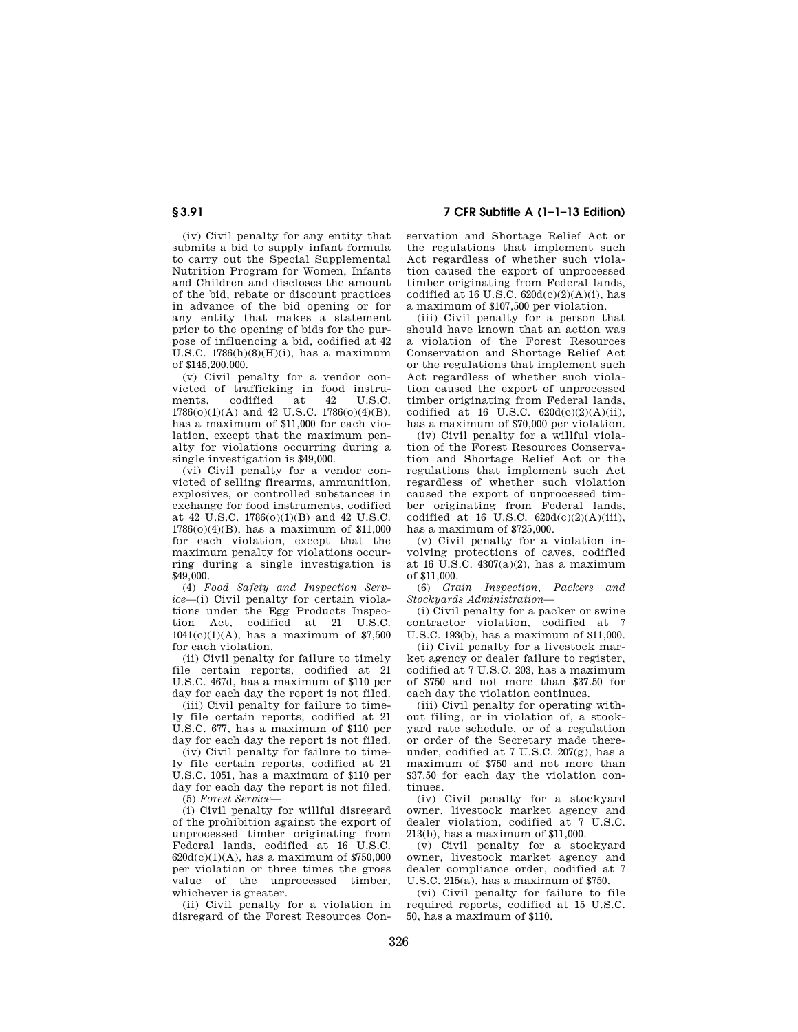(iv) Civil penalty for any entity that submits a bid to supply infant formula to carry out the Special Supplemental Nutrition Program for Women, Infants and Children and discloses the amount of the bid, rebate or discount practices in advance of the bid opening or for any entity that makes a statement prior to the opening of bids for the purpose of influencing a bid, codified at 42 U.S.C. 1786(h)(8)(H)(i), has a maximum of $145,200,000.

(v) Civil penalty for a vendor convicted of trafficking in food instruments, codified at 42 U.S.C. 1786(o)(1)(A) and 42 U.S.C. 1786(o)(4)(B), has a maximum of $11,000 for each violation, except that the maximum penalty for violations occurring during a single investigation is $49,000.

(vi) Civil penalty for a vendor convicted of selling firearms, ammunition, explosives, or controlled substances in exchange for food instruments, codified at 42 U.S.C. 1786(o)(1)(B) and 42 U.S.C. 1786(o)(4)(B), has a maximum of $11,000 for each violation, except that the maximum penalty for violations occurring during a single investigation is $49,000.

(4) *Food Safety and Inspection Service*—(i) Civil penalty for certain violations under the Egg Products Inspection Act, codified at 21 U.S.C. 1041(c)(1)(A), has a maximum of $7,500 for each violation.

(ii) Civil penalty for failure to timely file certain reports, codified at 21 U.S.C. 467d, has a maximum of $110 per day for each day the report is not filed.

(iii) Civil penalty for failure to timely file certain reports, codified at 21 U.S.C. 677, has a maximum of $110 per day for each day the report is not filed.

(iv) Civil penalty for failure to timely file certain reports, codified at 21 U.S.C. 1051, has a maximum of $110 per day for each day the report is not filed.

(5) *Forest Service*—

(i) Civil penalty for willful disregard of the prohibition against the export of unprocessed timber originating from Federal lands, codified at 16 U.S.C. 620d(c)(1)(A), has a maximum of $750,000 per violation or three times the gross value of the unprocessed timber, whichever is greater.

(ii) Civil penalty for a violation in disregard of the Forest Resources Conservation and Shortage Relief Act or the regulations that implement such Act regardless of whether such violation caused the export of unprocessed timber originating from Federal lands, codified at 16 U.S.C. 620d(c)(2)(A)(i), has a maximum of $107,500 per violation.

(iii) Civil penalty for a person that should have known that an action was a violation of the Forest Resources Conservation and Shortage Relief Act or the regulations that implement such Act regardless of whether such violation caused the export of unprocessed timber originating from Federal lands, codified at 16 U.S.C. 620d(c)(2)(A)(ii), has a maximum of $70,000 per violation.

(iv) Civil penalty for a willful violation of the Forest Resources Conservation and Shortage Relief Act or the regulations that implement such Act regardless of whether such violation caused the export of unprocessed timber originating from Federal lands, codified at 16 U.S.C. 620d(c)(2)(A)(iii), has a maximum of $725,000.

(v) Civil penalty for a violation involving protections of caves, codified at 16 U.S.C. 4307(a)(2), has a maximum of $11,000.

(6) *Grain Inspection, Packers and Stockyards Administration*—

(i) Civil penalty for a packer or swine contractor violation, codified at 7 U.S.C. 193(b), has a maximum of $11,000.

(ii) Civil penalty for a livestock market agency or dealer failure to register, codified at 7 U.S.C. 203, has a maximum of $750 and not more than $37.50 for each day the violation continues.

(iii) Civil penalty for operating without filing, or in violation of, a stockyard rate schedule, or of a regulation or order of the Secretary made thereunder, codified at 7 U.S.C. 207(g), has a maximum of $750 and not more than $37.50 for each day the violation continues.

(iv) Civil penalty for a stockyard owner, livestock market agency and dealer violation, codified at 7 U.S.C. 213(b), has a maximum of $11,000.

(v) Civil penalty for a stockyard owner, livestock market agency and dealer compliance order, codified at 7 U.S.C. 215(a), has a maximum of $750.

(vi) Civil penalty for failure to file required reports, codified at 15 U.S.C. 50, has a maximum of $110.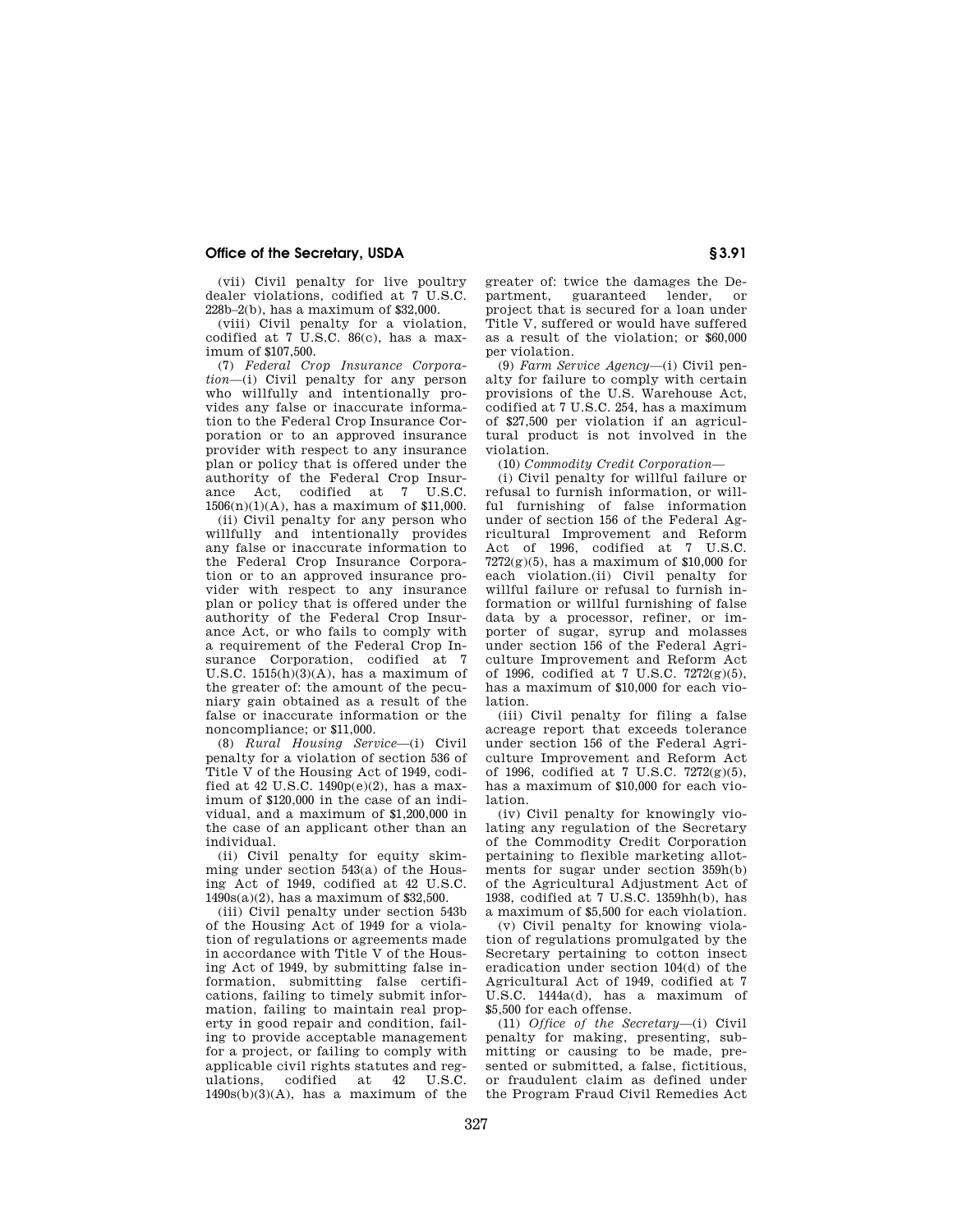(vii) Civil penalty for live poultry dealer violations, codified at 7 U.S.C. 228b–2(b), has a maximum of $32,000.

(viii) Civil penalty for a violation, codified at 7 U.S.C. 86(c), has a maximum of $107,500.

(7) *Federal Crop Insurance Corporation*—(i) Civil penalty for any person who willfully and intentionally provides any false or inaccurate information to the Federal Crop Insurance Corporation or to an approved insurance provider with respect to any insurance plan or policy that is offered under the authority of the Federal Crop Insurance Act, codified at 7 U.S.C. 1506(n)(1)(A), has a maximum of $11,000.

(ii) Civil penalty for any person who willfully and intentionally provides any false or inaccurate information to the Federal Crop Insurance Corporation or to an approved insurance provider with respect to any insurance plan or policy that is offered under the authority of the Federal Crop Insurance Act, or who fails to comply with a requirement of the Federal Crop Insurance Corporation, codified at 7 U.S.C. 1515(h)(3)(A), has a maximum of the greater of: the amount of the pecuniary gain obtained as a result of the false or inaccurate information or the noncompliance; or $11,000.

(8) *Rural Housing Service*—(i) Civil penalty for a violation of section 536 of Title V of the Housing Act of 1949, codified at 42 U.S.C. 1490p(e)(2), has a maximum of $120,000 in the case of an individual, and a maximum of $1,200,000 in the case of an applicant other than an individual.

(ii) Civil penalty for equity skimming under section 543(a) of the Housing Act of 1949, codified at 42 U.S.C. 1490s(a)(2), has a maximum of $32,500.

(iii) Civil penalty under section 543b of the Housing Act of 1949 for a violation of regulations or agreements made in accordance with Title V of the Housing Act of 1949, by submitting false information, submitting false certifications, failing to timely submit information, failing to maintain real property in good repair and condition, failing to provide acceptable management for a project, or failing to comply with applicable civil rights statutes and regulations, codified at 42 U.S.C. 1490s(b)(3)(A), has a maximum of the greater of: twice the damages the Department, guaranteed lender, or project that is secured for a loan under Title V, suffered or would have suffered as a result of the violation; or $60,000 per violation.

(9) *Farm Service Agency*—(i) Civil penalty for failure to comply with certain provisions of the U.S. Warehouse Act, codified at 7 U.S.C. 254, has a maximum of $27,500 per violation if an agricultural product is not involved in the violation.

(10) *Commodity Credit Corporation*—

(i) Civil penalty for willful failure or refusal to furnish information, or willful furnishing of false information under of section 156 of the Federal Agricultural Improvement and Reform Act of 1996, codified at 7 U.S.C. 7272(g)(5), has a maximum of $10,000 for each violation.(ii) Civil penalty for willful failure or refusal to furnish information or willful furnishing of false data by a processor, refiner, or importer of sugar, syrup and molasses under section 156 of the Federal Agriculture Improvement and Reform Act of 1996, codified at 7 U.S.C. 7272(g)(5), has a maximum of $10,000 for each violation.

(iii) Civil penalty for filing a false acreage report that exceeds tolerance under section 156 of the Federal Agriculture Improvement and Reform Act of 1996, codified at 7 U.S.C. 7272(g)(5), has a maximum of $10,000 for each violation.

(iv) Civil penalty for knowingly violating any regulation of the Secretary of the Commodity Credit Corporation pertaining to flexible marketing allotments for sugar under section 359h(b) of the Agricultural Adjustment Act of 1938, codified at 7 U.S.C. 1359hh(b), has a maximum of $5,500 for each violation.

(v) Civil penalty for knowing violation of regulations promulgated by the Secretary pertaining to cotton insect eradication under section 104(d) of the Agricultural Act of 1949, codified at 7 U.S.C. 1444a(d), has a maximum of $5,500 for each offense.

(11) *Office of the Secretary*—(i) Civil penalty for making, presenting, submitting or causing to be made, presented or submitted, a false, fictitious, or fraudulent claim as defined under the Program Fraud Civil Remedies Act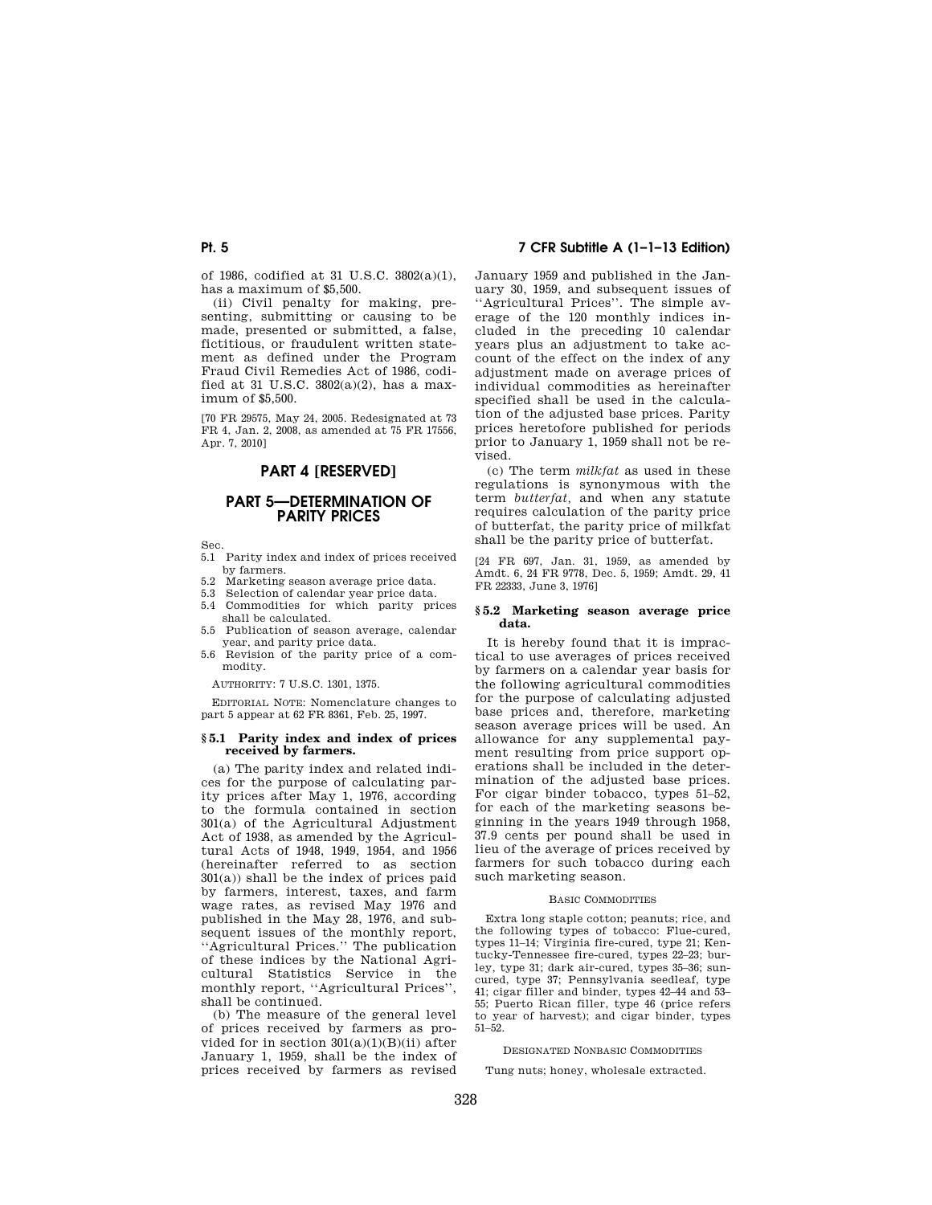of 1986, codified at 31 U.S.C. 3802(a)(1), has a maximum of $5,500.

(ii) Civil penalty for making, presenting, submitting or causing to be made, presented or submitted, a false, fictitious, or fraudulent written statement as defined under the Program Fraud Civil Remedies Act of 1986, codified at 31 U.S.C. 3802(a)(2), has a maximum of $5,500.

[70 FR 29575, May 24, 2005. Redesignated at 73 FR 4, Jan. 2, 2008, as amended at 75 FR 17556, Apr. 7, 2010]

## PART 4 [RESERVED]

## PART 5—DETERMINATION OF PARITY PRICES

Sec.
5.1 Parity index and index of prices received by farmers.
5.2 Marketing season average price data.
5.3 Selection of calendar year price data.
5.4 Commodities for which parity prices shall be calculated.
5.5 Publication of season average, calendar year, and parity price data.
5.6 Revision of the parity price of a commodity.

AUTHORITY: 7 U.S.C. 1301, 1375.

EDITORIAL NOTE: Nomenclature changes to part 5 appear at 62 FR 8361, Feb. 25, 1997.

### § 5.1 Parity index and index of prices received by farmers.

(a) The parity index and related indices for the purpose of calculating parity prices after May 1, 1976, according to the formula contained in section 301(a) of the Agricultural Adjustment Act of 1938, as amended by the Agricultural Acts of 1948, 1949, 1954, and 1956 (hereinafter referred to as section 301(a)) shall be the index of prices paid by farmers, interest, taxes, and farm wage rates, as revised May 1976 and published in the May 28, 1976, and subsequent issues of the monthly report, ''Agricultural Prices.'' The publication of these indices by the National Agricultural Statistics Service in the monthly report, ''Agricultural Prices'', shall be continued.

(b) The measure of the general level of prices received by farmers as provided for in section 301(a)(1)(B)(ii) after January 1, 1959, shall be the index of prices received by farmers as revised January 1959 and published in the January 30, 1959, and subsequent issues of ''Agricultural Prices''. The simple average of the 120 monthly indices included in the preceding 10 calendar years plus an adjustment to take account of the effect on the index of any adjustment made on average prices of individual commodities as hereinafter specified shall be used in the calculation of the adjusted base prices. Parity prices heretofore published for periods prior to January 1, 1959 shall not be revised.

(c) The term *milkfat* as used in these regulations is synonymous with the term *butterfat,* and when any statute requires calculation of the parity price of butterfat, the parity price of milkfat shall be the parity price of butterfat.

[24 FR 697, Jan. 31, 1959, as amended by Amdt. 6, 24 FR 9778, Dec. 5, 1959; Amdt. 29, 41 FR 22333, June 3, 1976]

### § 5.2 Marketing season average price data.

It is hereby found that it is impractical to use averages of prices received by farmers on a calendar year basis for the following agricultural commodities for the purpose of calculating adjusted base prices and, therefore, marketing season average prices will be used. An allowance for any supplemental payment resulting from price support operations shall be included in the determination of the adjusted base prices. For cigar binder tobacco, types 51–52, for each of the marketing seasons beginning in the years 1949 through 1958, 37.9 cents per pound shall be used in lieu of the average of prices received by farmers for such tobacco during each such marketing season.

BASIC COMMODITIES

Extra long staple cotton; peanuts; rice, and the following types of tobacco: Flue-cured, types 11–14; Virginia fire-cured, type 21; Kentucky-Tennessee fire-cured, types 22–23; burley, type 31; dark air-cured, types 35–36; sun-cured, type 37; Pennsylvania seedleaf, type 41; cigar filler and binder, types 42–44 and 53–55; Puerto Rican filler, type 46 (price refers to year of harvest); and cigar binder, types 51–52.

DESIGNATED NONBASIC COMMODITIES

Tung nuts; honey, wholesale extracted.